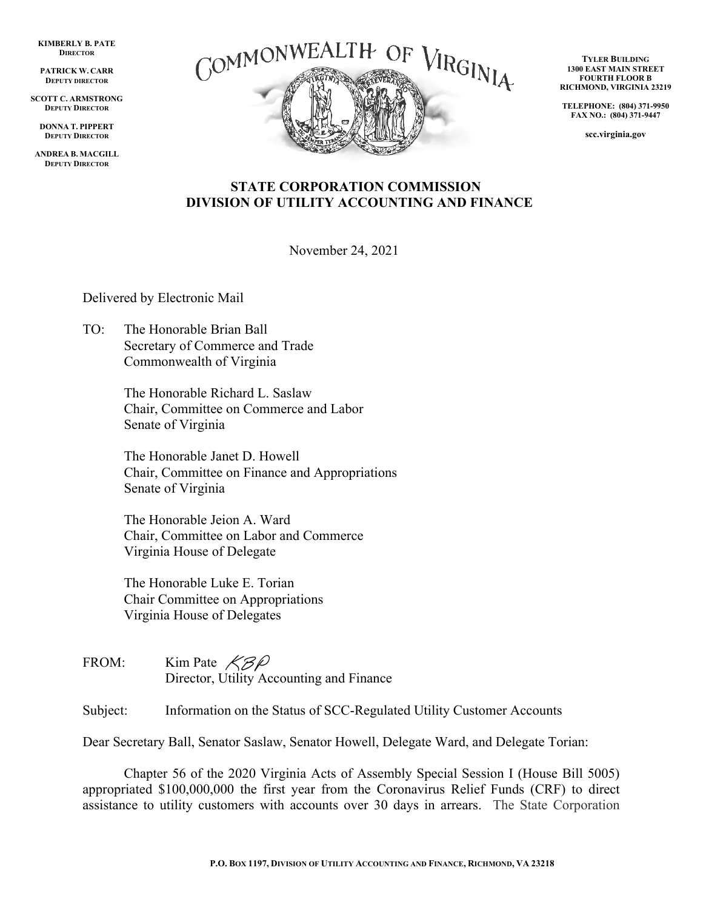KIMBERLY B. PATE
DIRECTOR

PATRICK W. CARR
DEPUTY DIRECTOR

SCOTT C. ARMSTRONG
DEPUTY DIRECTOR

DONNA T. PIPPERT
DEPUTY DIRECTOR

ANDREA B. MACGILL
DEPUTY DIRECTOR

COMMONWEALTH OF VIRGINIA

TYLER BUILDING
1300 EAST MAIN STREET
FOURTH FLOOR B
RICHMOND, VIRGINIA 23219

TELEPHONE: (804) 371-9950
FAX NO.: (804) 371-9447

scc.virginia.gov

## STATE CORPORATION COMMISSION
## DIVISION OF UTILITY ACCOUNTING AND FINANCE

November 24, 2021

Delivered by Electronic Mail

TO: The Honorable Brian Ball
Secretary of Commerce and Trade
Commonwealth of Virginia

The Honorable Richard L. Saslaw
Chair, Committee on Commerce and Labor
Senate of Virginia

The Honorable Janet D. Howell
Chair, Committee on Finance and Appropriations
Senate of Virginia

The Honorable Jeion A. Ward
Chair, Committee on Labor and Commerce
Virginia House of Delegate

The Honorable Luke E. Torian
Chair Committee on Appropriations
Virginia House of Delegates

FROM: Kim Pate *KBP*
Director, Utility Accounting and Finance

Subject: Information on the Status of SCC-Regulated Utility Customer Accounts

Dear Secretary Ball, Senator Saslaw, Senator Howell, Delegate Ward, and Delegate Torian:

Chapter 56 of the 2020 Virginia Acts of Assembly Special Session I (House Bill 5005) appropriated $100,000,000 the first year from the Coronavirus Relief Funds (CRF) to direct assistance to utility customers with accounts over 30 days in arrears. The State Corporation

P.O. BOX 1197, DIVISION OF UTILITY ACCOUNTING AND FINANCE, RICHMOND, VA 23218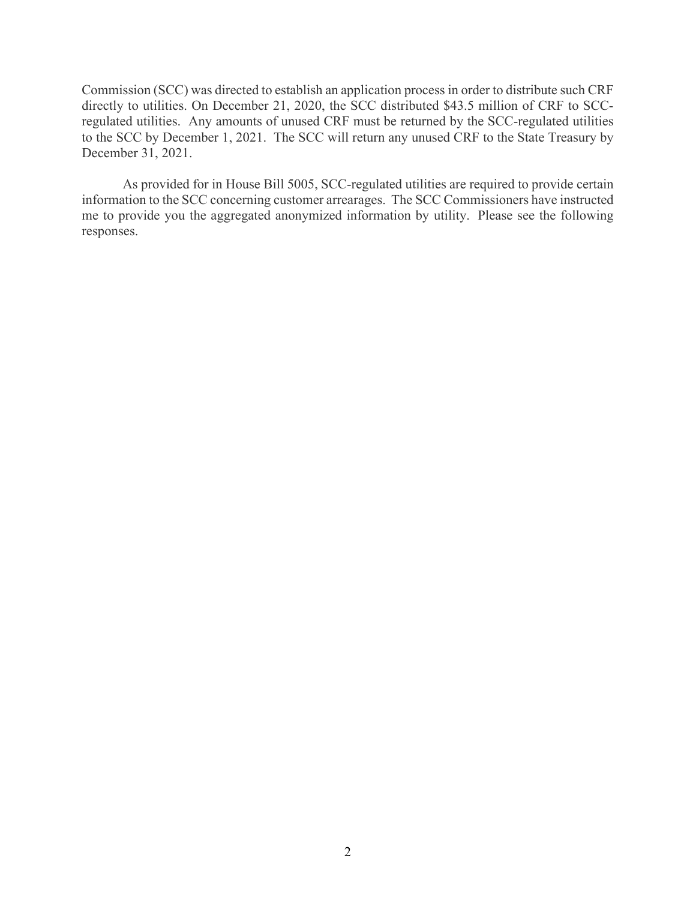Commission (SCC) was directed to establish an application process in order to distribute such CRF directly to utilities. On December 21, 2020, the SCC distributed $43.5 million of CRF to SCC-regulated utilities. Any amounts of unused CRF must be returned by the SCC-regulated utilities to the SCC by December 1, 2021. The SCC will return any unused CRF to the State Treasury by December 31, 2021.

As provided for in House Bill 5005, SCC-regulated utilities are required to provide certain information to the SCC concerning customer arrearages. The SCC Commissioners have instructed me to provide you the aggregated anonymized information by utility. Please see the following responses.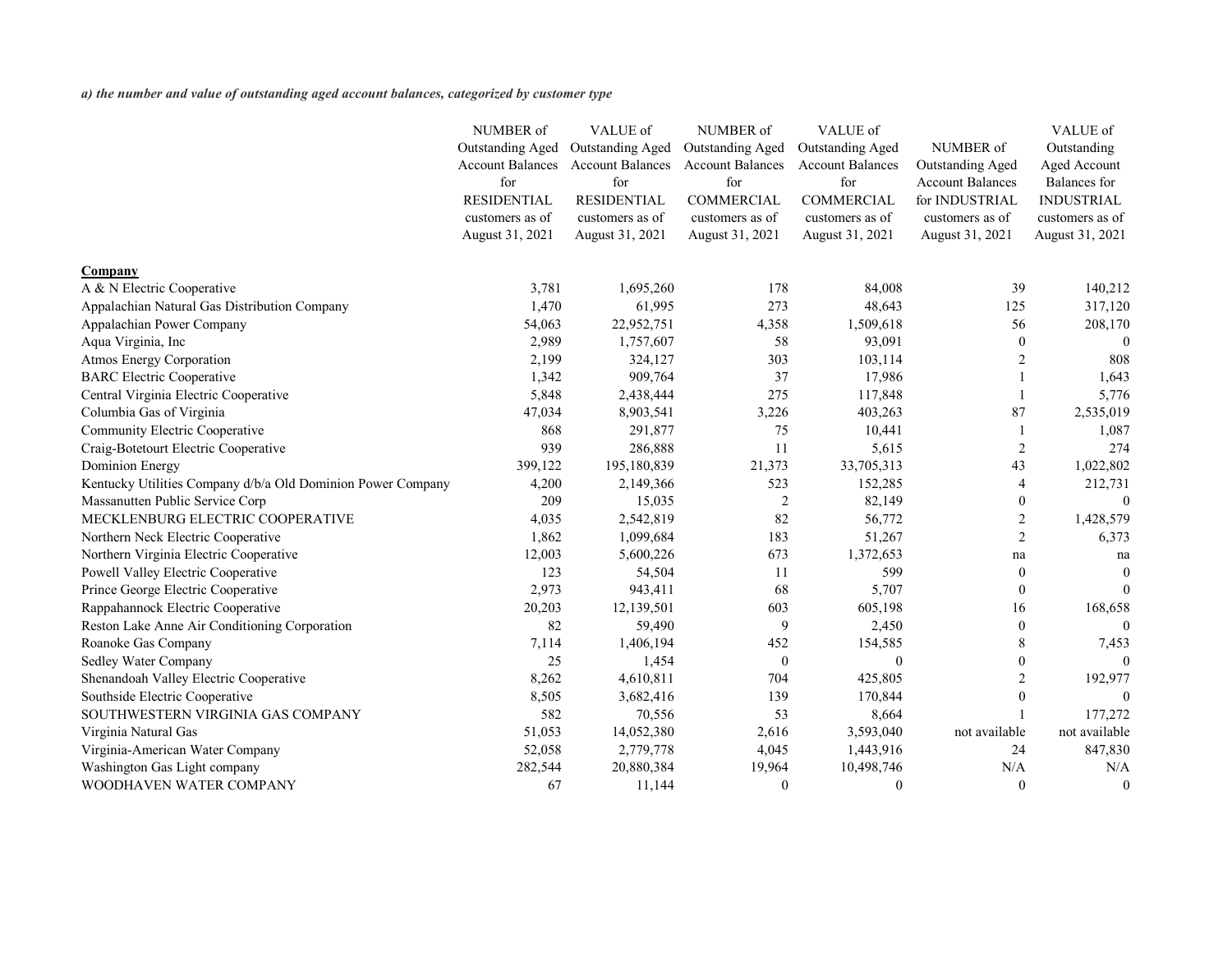*a) the number and value of outstanding aged account balances, categorized by customer type*

| Company | NUMBER of Outstanding Aged Account Balances for RESIDENTIAL customers as of August 31, 2021 | VALUE of Outstanding Aged Account Balances for RESIDENTIAL customers as of August 31, 2021 | NUMBER of Outstanding Aged Account Balances for COMMERCIAL customers as of August 31, 2021 | VALUE of Outstanding Aged Account Balances for COMMERCIAL customers as of August 31, 2021 | NUMBER of Outstanding Aged Account Balances for INDUSTRIAL customers as of August 31, 2021 | VALUE of Outstanding Aged Account Balances for INDUSTRIAL customers as of August 31, 2021 |
|---|---|---|---|---|---|---|
| A & N Electric Cooperative | 3,781 | 1,695,260 | 178 | 84,008 | 39 | 140,212 |
| Appalachian Natural Gas Distribution Company | 1,470 | 61,995 | 273 | 48,643 | 125 | 317,120 |
| Appalachian Power Company | 54,063 | 22,952,751 | 4,358 | 1,509,618 | 56 | 208,170 |
| Aqua Virginia, Inc | 2,989 | 1,757,607 | 58 | 93,091 | 0 | 0 |
| Atmos Energy Corporation | 2,199 | 324,127 | 303 | 103,114 | 2 | 808 |
| BARC Electric Cooperative | 1,342 | 909,764 | 37 | 17,986 | 1 | 1,643 |
| Central Virginia Electric Cooperative | 5,848 | 2,438,444 | 275 | 117,848 | 1 | 5,776 |
| Columbia Gas of Virginia | 47,034 | 8,903,541 | 3,226 | 403,263 | 87 | 2,535,019 |
| Community Electric Cooperative | 868 | 291,877 | 75 | 10,441 | 1 | 1,087 |
| Craig-Botetourt Electric Cooperative | 939 | 286,888 | 11 | 5,615 | 2 | 274 |
| Dominion Energy | 399,122 | 195,180,839 | 21,373 | 33,705,313 | 43 | 1,022,802 |
| Kentucky Utilities Company d/b/a Old Dominion Power Company | 4,200 | 2,149,366 | 523 | 152,285 | 4 | 212,731 |
| Massanutten Public Service Corp | 209 | 15,035 | 2 | 82,149 | 0 | 0 |
| MECKLENBURG ELECTRIC COOPERATIVE | 4,035 | 2,542,819 | 82 | 56,772 | 2 | 1,428,579 |
| Northern Neck Electric Cooperative | 1,862 | 1,099,684 | 183 | 51,267 | 2 | 6,373 |
| Northern Virginia Electric Cooperative | 12,003 | 5,600,226 | 673 | 1,372,653 | na | na |
| Powell Valley Electric Cooperative | 123 | 54,504 | 11 | 599 | 0 | 0 |
| Prince George Electric Cooperative | 2,973 | 943,411 | 68 | 5,707 | 0 | 0 |
| Rappahannock Electric Cooperative | 20,203 | 12,139,501 | 603 | 605,198 | 16 | 168,658 |
| Reston Lake Anne Air Conditioning Corporation | 82 | 59,490 | 9 | 2,450 | 0 | 0 |
| Roanoke Gas Company | 7,114 | 1,406,194 | 452 | 154,585 | 8 | 7,453 |
| Sedley Water Company | 25 | 1,454 | 0 | 0 | 0 | 0 |
| Shenandoah Valley Electric Cooperative | 8,262 | 4,610,811 | 704 | 425,805 | 2 | 192,977 |
| Southside Electric Cooperative | 8,505 | 3,682,416 | 139 | 170,844 | 0 | 0 |
| SOUTHWESTERN VIRGINIA GAS COMPANY | 582 | 70,556 | 53 | 8,664 | 1 | 177,272 |
| Virginia Natural Gas | 51,053 | 14,052,380 | 2,616 | 3,593,040 | not available | not available |
| Virginia-American Water Company | 52,058 | 2,779,778 | 4,045 | 1,443,916 | 24 | 847,830 |
| Washington Gas Light company | 282,544 | 20,880,384 | 19,964 | 10,498,746 | N/A | N/A |
| WOODHAVEN WATER COMPANY | 67 | 11,144 | 0 | 0 | 0 | 0 |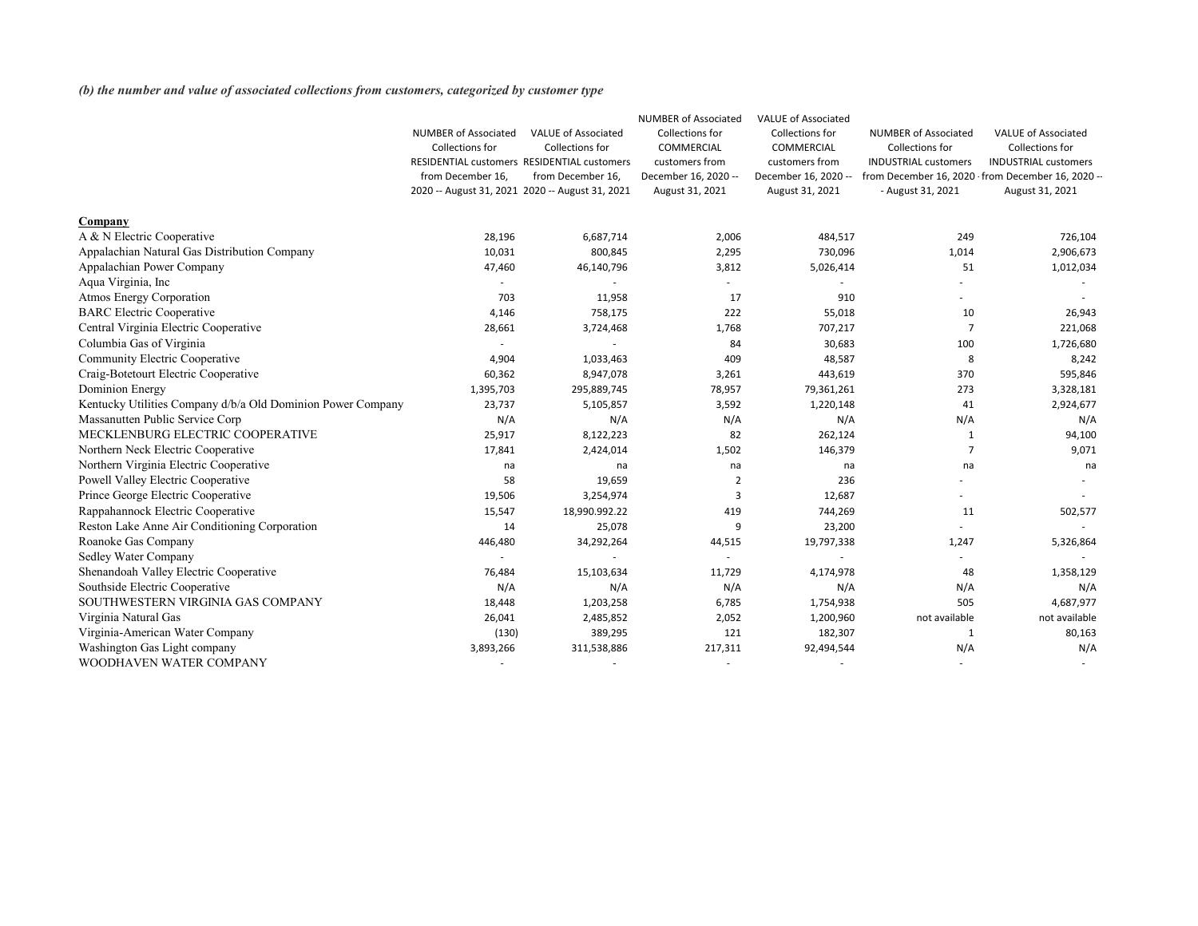*(b) the number and value of associated collections from customers, categorized by customer type*

| Company | NUMBER of Associated Collections for RESIDENTIAL customers from December 16, 2020 -- August 31, 2021 | VALUE of Associated Collections for RESIDENTIAL customers from December 16, 2020 -- August 31, 2021 | NUMBER of Associated Collections for COMMERCIAL customers from December 16, 2020 -- August 31, 2021 | VALUE of Associated Collections for COMMERCIAL customers from December 16, 2020 -- August 31, 2021 | NUMBER of Associated Collections for INDUSTRIAL customers from December 16, 2020 - August 31, 2021 | VALUE of Associated Collections for INDUSTRIAL customers from December 16, 2020 -- August 31, 2021 |
|---|---|---|---|---|---|---|
| A & N Electric Cooperative | 28,196 | 6,687,714 | 2,006 | 484,517 | 249 | 726,104 |
| Appalachian Natural Gas Distribution Company | 10,031 | 800,845 | 2,295 | 730,096 | 1,014 | 2,906,673 |
| Appalachian Power Company | 47,460 | 46,140,796 | 3,812 | 5,026,414 | 51 | 1,012,034 |
| Aqua Virginia, Inc | - | - | - | - | - | - |
| Atmos Energy Corporation | 703 | 11,958 | 17 | 910 | - | - |
| BARC Electric Cooperative | 4,146 | 758,175 | 222 | 55,018 | 10 | 26,943 |
| Central Virginia Electric Cooperative | 28,661 | 3,724,468 | 1,768 | 707,217 | 7 | 221,068 |
| Columbia Gas of Virginia | - | - | 84 | 30,683 | 100 | 1,726,680 |
| Community Electric Cooperative | 4,904 | 1,033,463 | 409 | 48,587 | 8 | 8,242 |
| Craig-Botetourt Electric Cooperative | 60,362 | 8,947,078 | 3,261 | 443,619 | 370 | 595,846 |
| Dominion Energy | 1,395,703 | 295,889,745 | 78,957 | 79,361,261 | 273 | 3,328,181 |
| Kentucky Utilities Company d/b/a Old Dominion Power Company | 23,737 | 5,105,857 | 3,592 | 1,220,148 | 41 | 2,924,677 |
| Massanutten Public Service Corp | N/A | N/A | N/A | N/A | N/A | N/A |
| MECKLENBURG ELECTRIC COOPERATIVE | 25,917 | 8,122,223 | 82 | 262,124 | 1 | 94,100 |
| Northern Neck Electric Cooperative | 17,841 | 2,424,014 | 1,502 | 146,379 | 7 | 9,071 |
| Northern Virginia Electric Cooperative | na | na | na | na | na | na |
| Powell Valley Electric Cooperative | 58 | 19,659 | 2 | 236 | - | - |
| Prince George Electric Cooperative | 19,506 | 3,254,974 | 3 | 12,687 | - | - |
| Rappahannock Electric Cooperative | 15,547 | 18,990.992.22 | 419 | 744,269 | 11 | 502,577 |
| Reston Lake Anne Air Conditioning Corporation | 14 | 25,078 | 9 | 23,200 | - | - |
| Roanoke Gas Company | 446,480 | 34,292,264 | 44,515 | 19,797,338 | 1,247 | 5,326,864 |
| Sedley Water Company | - | - | - | - | - | - |
| Shenandoah Valley Electric Cooperative | 76,484 | 15,103,634 | 11,729 | 4,174,978 | 48 | 1,358,129 |
| Southside Electric Cooperative | N/A | N/A | N/A | N/A | N/A | N/A |
| SOUTHWESTERN VIRGINIA GAS COMPANY | 18,448 | 1,203,258 | 6,785 | 1,754,938 | 505 | 4,687,977 |
| Virginia Natural Gas | 26,041 | 2,485,852 | 2,052 | 1,200,960 | not available | not available |
| Virginia-American Water Company | (130) | 389,295 | 121 | 182,307 | 1 | 80,163 |
| Washington Gas Light company | 3,893,266 | 311,538,886 | 217,311 | 92,494,544 | N/A | N/A |
| WOODHAVEN WATER COMPANY | - | - | - | - | - | - |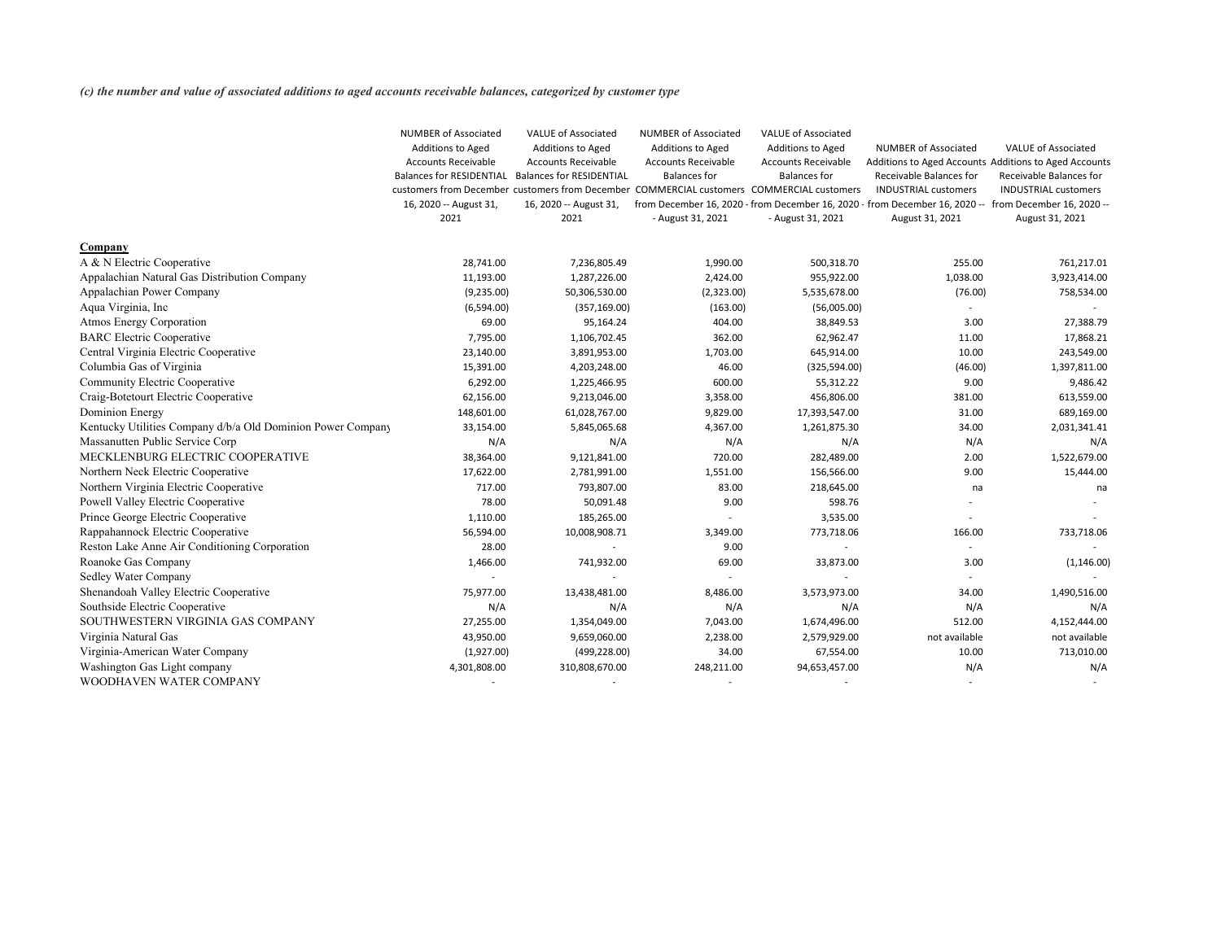*(c) the number and value of associated additions to aged accounts receivable balances, categorized by customer type*

| Company | NUMBER of Associated Additions to Aged Accounts Receivable Balances for RESIDENTIAL customers from December 16, 2020 -- August 31, 2021 | VALUE of Associated Additions to Aged Accounts Receivable Balances for RESIDENTIAL customers from December 16, 2020 -- August 31, 2021 | NUMBER of Associated Additions to Aged Accounts Receivable Balances for COMMERCIAL customers from December 16, 2020 - August 31, 2021 | VALUE of Associated Additions to Aged Accounts Receivable Balances for COMMERCIAL customers from December 16, 2020 - August 31, 2021 | NUMBER of Associated Additions to Aged Accounts Receivable Balances for INDUSTRIAL customers from December 16, 2020 -- August 31, 2021 | VALUE of Associated Additions to Aged Accounts Receivable Balances for INDUSTRIAL customers from December 16, 2020 -- August 31, 2021 |
|---|---|---|---|---|---|---|
| A & N Electric Cooperative | 28,741.00 | 7,236,805.49 | 1,990.00 | 500,318.70 | 255.00 | 761,217.01 |
| Appalachian Natural Gas Distribution Company | 11,193.00 | 1,287,226.00 | 2,424.00 | 955,922.00 | 1,038.00 | 3,923,414.00 |
| Appalachian Power Company | (9,235.00) | 50,306,530.00 | (2,323.00) | 5,535,678.00 | (76.00) | 758,534.00 |
| Aqua Virginia, Inc | (6,594.00) | (357,169.00) | (163.00) | (56,005.00) | - | - |
| Atmos Energy Corporation | 69.00 | 95,164.24 | 404.00 | 38,849.53 | 3.00 | 27,388.79 |
| BARC Electric Cooperative | 7,795.00 | 1,106,702.45 | 362.00 | 62,962.47 | 11.00 | 17,868.21 |
| Central Virginia Electric Cooperative | 23,140.00 | 3,891,953.00 | 1,703.00 | 645,914.00 | 10.00 | 243,549.00 |
| Columbia Gas of Virginia | 15,391.00 | 4,203,248.00 | 46.00 | (325,594.00) | (46.00) | 1,397,811.00 |
| Community Electric Cooperative | 6,292.00 | 1,225,466.95 | 600.00 | 55,312.22 | 9.00 | 9,486.42 |
| Craig-Botetourt Electric Cooperative | 62,156.00 | 9,213,046.00 | 3,358.00 | 456,806.00 | 381.00 | 613,559.00 |
| Dominion Energy | 148,601.00 | 61,028,767.00 | 9,829.00 | 17,393,547.00 | 31.00 | 689,169.00 |
| Kentucky Utilities Company d/b/a Old Dominion Power Company | 33,154.00 | 5,845,065.68 | 4,367.00 | 1,261,875.30 | 34.00 | 2,031,341.41 |
| Massanutten Public Service Corp | N/A | N/A | N/A | N/A | N/A | N/A |
| MECKLENBURG ELECTRIC COOPERATIVE | 38,364.00 | 9,121,841.00 | 720.00 | 282,489.00 | 2.00 | 1,522,679.00 |
| Northern Neck Electric Cooperative | 17,622.00 | 2,781,991.00 | 1,551.00 | 156,566.00 | 9.00 | 15,444.00 |
| Northern Virginia Electric Cooperative | 717.00 | 793,807.00 | 83.00 | 218,645.00 | na | na |
| Powell Valley Electric Cooperative | 78.00 | 50,091.48 | 9.00 | 598.76 | - | - |
| Prince George Electric Cooperative | 1,110.00 | 185,265.00 | - | 3,535.00 | - | - |
| Rappahannock Electric Cooperative | 56,594.00 | 10,008,908.71 | 3,349.00 | 773,718.06 | 166.00 | 733,718.06 |
| Reston Lake Anne Air Conditioning Corporation | 28.00 | - | 9.00 | - | - | - |
| Roanoke Gas Company | 1,466.00 | 741,932.00 | 69.00 | 33,873.00 | 3.00 | (1,146.00) |
| Sedley Water Company | - | - | - | - | - | - |
| Shenandoah Valley Electric Cooperative | 75,977.00 | 13,438,481.00 | 8,486.00 | 3,573,973.00 | 34.00 | 1,490,516.00 |
| Southside Electric Cooperative | N/A | N/A | N/A | N/A | N/A | N/A |
| SOUTHWESTERN VIRGINIA GAS COMPANY | 27,255.00 | 1,354,049.00 | 7,043.00 | 1,674,496.00 | 512.00 | 4,152,444.00 |
| Virginia Natural Gas | 43,950.00 | 9,659,060.00 | 2,238.00 | 2,579,929.00 | not available | not available |
| Virginia-American Water Company | (1,927.00) | (499,228.00) | 34.00 | 67,554.00 | 10.00 | 713,010.00 |
| Washington Gas Light company | 4,301,808.00 | 310,808,670.00 | 248,211.00 | 94,653,457.00 | N/A | N/A |
| WOODHAVEN WATER COMPANY | - | - | - | - | - | - |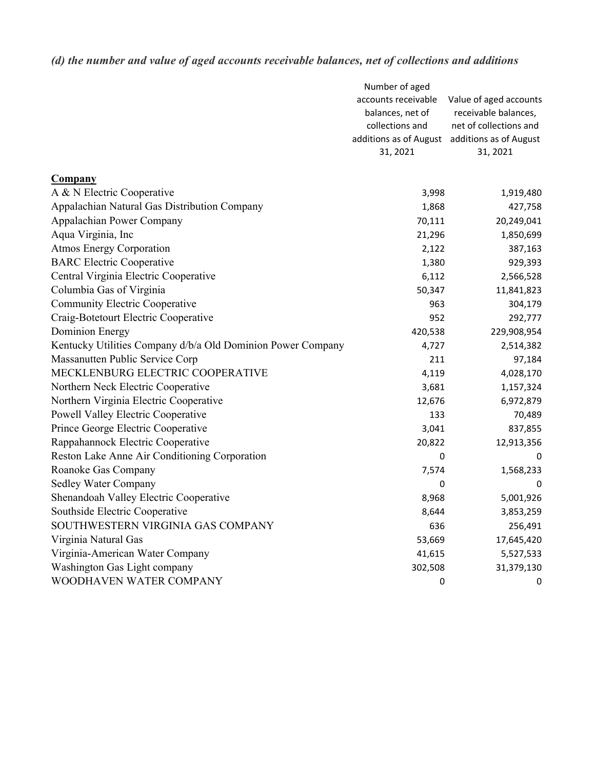*(d) the number and value of aged accounts receivable balances, net of collections and additions*

| Company | Number of aged accounts receivable balances, net of collections and additions as of August 31, 2021 | Value of aged accounts receivable balances, net of collections and additions as of August 31, 2021 |
|---|---|---|
| A & N Electric Cooperative | 3,998 | 1,919,480 |
| Appalachian Natural Gas Distribution Company | 1,868 | 427,758 |
| Appalachian Power Company | 70,111 | 20,249,041 |
| Aqua Virginia, Inc | 21,296 | 1,850,699 |
| Atmos Energy Corporation | 2,122 | 387,163 |
| BARC Electric Cooperative | 1,380 | 929,393 |
| Central Virginia Electric Cooperative | 6,112 | 2,566,528 |
| Columbia Gas of Virginia | 50,347 | 11,841,823 |
| Community Electric Cooperative | 963 | 304,179 |
| Craig-Botetourt Electric Cooperative | 952 | 292,777 |
| Dominion Energy | 420,538 | 229,908,954 |
| Kentucky Utilities Company d/b/a Old Dominion Power Company | 4,727 | 2,514,382 |
| Massanutten Public Service Corp | 211 | 97,184 |
| MECKLENBURG ELECTRIC COOPERATIVE | 4,119 | 4,028,170 |
| Northern Neck Electric Cooperative | 3,681 | 1,157,324 |
| Northern Virginia Electric Cooperative | 12,676 | 6,972,879 |
| Powell Valley Electric Cooperative | 133 | 70,489 |
| Prince George Electric Cooperative | 3,041 | 837,855 |
| Rappahannock Electric Cooperative | 20,822 | 12,913,356 |
| Reston Lake Anne Air Conditioning Corporation | 0 | 0 |
| Roanoke Gas Company | 7,574 | 1,568,233 |
| Sedley Water Company | 0 | 0 |
| Shenandoah Valley Electric Cooperative | 8,968 | 5,001,926 |
| Southside Electric Cooperative | 8,644 | 3,853,259 |
| SOUTHWESTERN VIRGINIA GAS COMPANY | 636 | 256,491 |
| Virginia Natural Gas | 53,669 | 17,645,420 |
| Virginia-American Water Company | 41,615 | 5,527,533 |
| Washington Gas Light company | 302,508 | 31,379,130 |
| WOODHAVEN WATER COMPANY | 0 | 0 |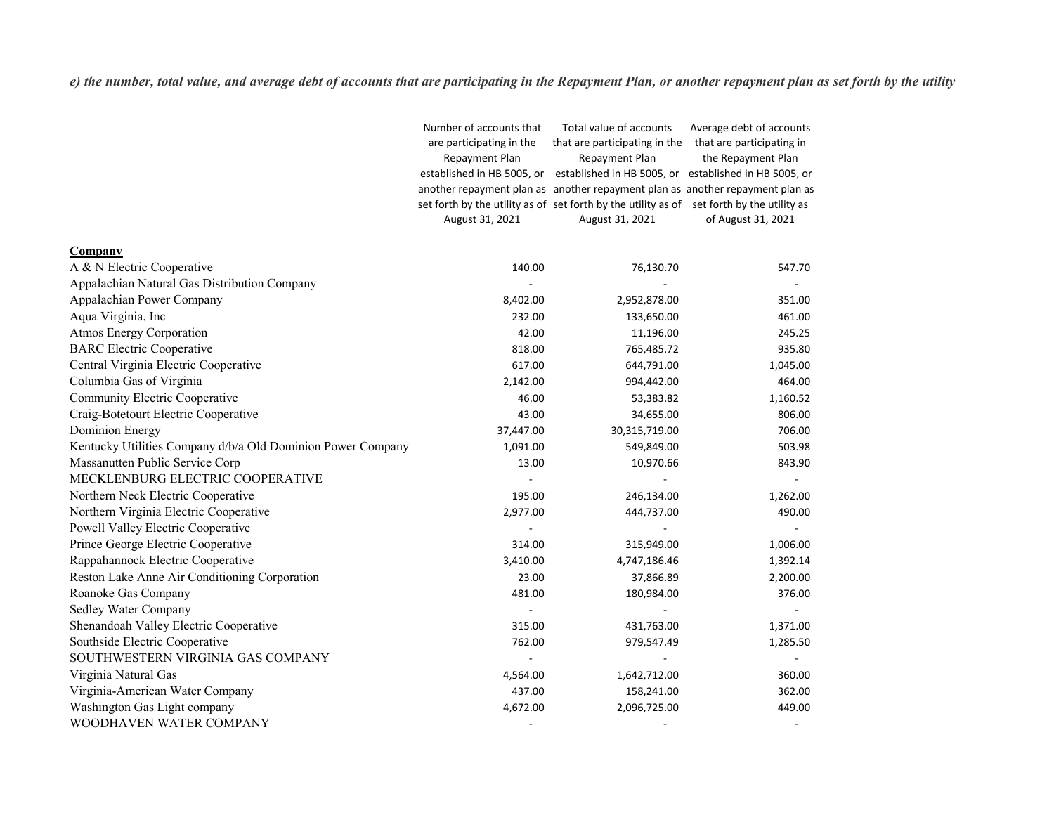*e) the number, total value, and average debt of accounts that are participating in the Repayment Plan, or another repayment plan as set forth by the utility*

| Company | Number of accounts that are participating in the Repayment Plan established in HB 5005, or another repayment plan as set forth by the utility as of August 31, 2021 | Total value of accounts that are participating in the Repayment Plan established in HB 5005, or another repayment plan as set forth by the utility as of August 31, 2021 | Average debt of accounts that are participating in the Repayment Plan established in HB 5005, or another repayment plan as set forth by the utility as of August 31, 2021 |
|---|---|---|---|
| A & N Electric Cooperative | 140.00 | 76,130.70 | 547.70 |
| Appalachian Natural Gas Distribution Company | - | - | - |
| Appalachian Power Company | 8,402.00 | 2,952,878.00 | 351.00 |
| Aqua Virginia, Inc | 232.00 | 133,650.00 | 461.00 |
| Atmos Energy Corporation | 42.00 | 11,196.00 | 245.25 |
| BARC Electric Cooperative | 818.00 | 765,485.72 | 935.80 |
| Central Virginia Electric Cooperative | 617.00 | 644,791.00 | 1,045.00 |
| Columbia Gas of Virginia | 2,142.00 | 994,442.00 | 464.00 |
| Community Electric Cooperative | 46.00 | 53,383.82 | 1,160.52 |
| Craig-Botetourt Electric Cooperative | 43.00 | 34,655.00 | 806.00 |
| Dominion Energy | 37,447.00 | 30,315,719.00 | 706.00 |
| Kentucky Utilities Company d/b/a Old Dominion Power Company | 1,091.00 | 549,849.00 | 503.98 |
| Massanutten Public Service Corp | 13.00 | 10,970.66 | 843.90 |
| MECKLENBURG ELECTRIC COOPERATIVE | - | - | - |
| Northern Neck Electric Cooperative | 195.00 | 246,134.00 | 1,262.00 |
| Northern Virginia Electric Cooperative | 2,977.00 | 444,737.00 | 490.00 |
| Powell Valley Electric Cooperative | - | - | - |
| Prince George Electric Cooperative | 314.00 | 315,949.00 | 1,006.00 |
| Rappahannock Electric Cooperative | 3,410.00 | 4,747,186.46 | 1,392.14 |
| Reston Lake Anne Air Conditioning Corporation | 23.00 | 37,866.89 | 2,200.00 |
| Roanoke Gas Company | 481.00 | 180,984.00 | 376.00 |
| Sedley Water Company | - | - | - |
| Shenandoah Valley Electric Cooperative | 315.00 | 431,763.00 | 1,371.00 |
| Southside Electric Cooperative | 762.00 | 979,547.49 | 1,285.50 |
| SOUTHWESTERN VIRGINIA GAS COMPANY | - | - | - |
| Virginia Natural Gas | 4,564.00 | 1,642,712.00 | 360.00 |
| Virginia-American Water Company | 437.00 | 158,241.00 | 362.00 |
| Washington Gas Light company | 4,672.00 | 2,096,725.00 | 449.00 |
| WOODHAVEN WATER COMPANY | - | - | - |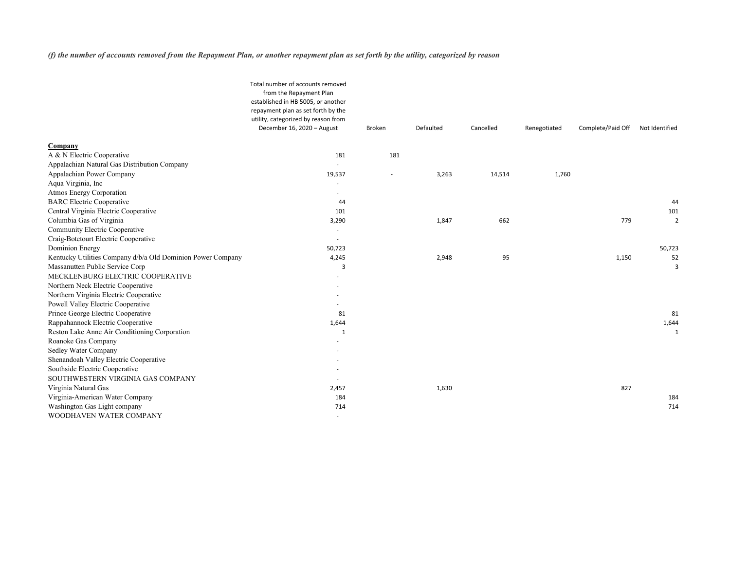*(f) the number of accounts removed from the Repayment Plan, or another repayment plan as set forth by the utility, categorized by reason*

| Company | Total number of accounts removed from the Repayment Plan established in HB 5005, or another repayment plan as set forth by the utility, categorized by reason from December 16, 2020 – August | Broken | Defaulted | Cancelled | Renegotiated | Complete/Paid Off | Not Identified |
|---|---|---|---|---|---|---|---|
| A & N Electric Cooperative | 181 | 181 | | | | | |
| Appalachian Natural Gas Distribution Company | - | | | | | | |
| Appalachian Power Company | 19,537 | - | 3,263 | 14,514 | 1,760 | | |
| Aqua Virginia, Inc | - | | | | | | |
| Atmos Energy Corporation | - | | | | | | |
| BARC Electric Cooperative | 44 | | | | | | 44 |
| Central Virginia Electric Cooperative | 101 | | | | | | 101 |
| Columbia Gas of Virginia | 3,290 | | 1,847 | 662 | | 779 | 2 |
| Community Electric Cooperative | - | | | | | | |
| Craig-Botetourt Electric Cooperative | - | | | | | | |
| Dominion Energy | 50,723 | | | | | | 50,723 |
| Kentucky Utilities Company d/b/a Old Dominion Power Company | 4,245 | | 2,948 | 95 | | 1,150 | 52 |
| Massanutten Public Service Corp | 3 | | | | | | 3 |
| MECKLENBURG ELECTRIC COOPERATIVE | - | | | | | | |
| Northern Neck Electric Cooperative | - | | | | | | |
| Northern Virginia Electric Cooperative | - | | | | | | |
| Powell Valley Electric Cooperative | - | | | | | | |
| Prince George Electric Cooperative | 81 | | | | | | 81 |
| Rappahannock Electric Cooperative | 1,644 | | | | | | 1,644 |
| Reston Lake Anne Air Conditioning Corporation | 1 | | | | | | 1 |
| Roanoke Gas Company | - | | | | | | |
| Sedley Water Company | - | | | | | | |
| Shenandoah Valley Electric Cooperative | - | | | | | | |
| Southside Electric Cooperative | - | | | | | | |
| SOUTHWESTERN VIRGINIA GAS COMPANY | - | | | | | | |
| Virginia Natural Gas | 2,457 | | 1,630 | | | 827 | |
| Virginia-American Water Company | 184 | | | | | | 184 |
| Washington Gas Light company | 714 | | | | | | 714 |
| WOODHAVEN WATER COMPANY | - | | | | | | |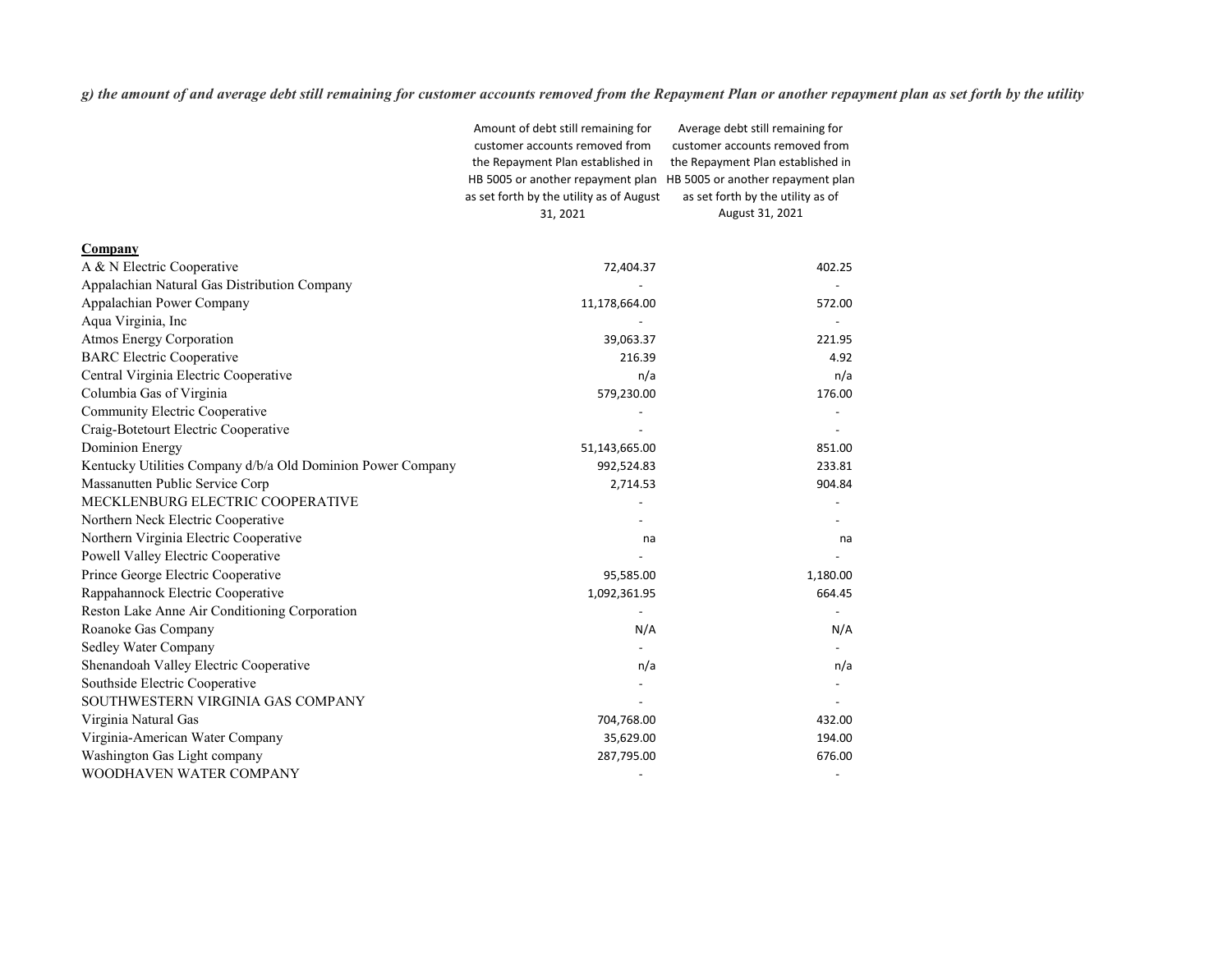*g) the amount of and average debt still remaining for customer accounts removed from the Repayment Plan or another repayment plan as set forth by the utility*

| Company | Amount of debt still remaining for customer accounts removed from the Repayment Plan established in HB 5005 or another repayment plan as set forth by the utility as of August 31, 2021 | Average debt still remaining for customer accounts removed from the Repayment Plan established in HB 5005 or another repayment plan as set forth by the utility as of August 31, 2021 |
|---|---|---|
| A & N Electric Cooperative | 72,404.37 | 402.25 |
| Appalachian Natural Gas Distribution Company | - | - |
| Appalachian Power Company | 11,178,664.00 | 572.00 |
| Aqua Virginia, Inc | - | - |
| Atmos Energy Corporation | 39,063.37 | 221.95 |
| BARC Electric Cooperative | 216.39 | 4.92 |
| Central Virginia Electric Cooperative | n/a | n/a |
| Columbia Gas of Virginia | 579,230.00 | 176.00 |
| Community Electric Cooperative | - | - |
| Craig-Botetourt Electric Cooperative | - | - |
| Dominion Energy | 51,143,665.00 | 851.00 |
| Kentucky Utilities Company d/b/a Old Dominion Power Company | 992,524.83 | 233.81 |
| Massanutten Public Service Corp | 2,714.53 | 904.84 |
| MECKLENBURG ELECTRIC COOPERATIVE | - | - |
| Northern Neck Electric Cooperative | - | - |
| Northern Virginia Electric Cooperative | na | na |
| Powell Valley Electric Cooperative | - | - |
| Prince George Electric Cooperative | 95,585.00 | 1,180.00 |
| Rappahannock Electric Cooperative | 1,092,361.95 | 664.45 |
| Reston Lake Anne Air Conditioning Corporation | - | - |
| Roanoke Gas Company | N/A | N/A |
| Sedley Water Company | - | - |
| Shenandoah Valley Electric Cooperative | n/a | n/a |
| Southside Electric Cooperative | - | - |
| SOUTHWESTERN VIRGINIA GAS COMPANY | - | - |
| Virginia Natural Gas | 704,768.00 | 432.00 |
| Virginia-American Water Company | 35,629.00 | 194.00 |
| Washington Gas Light company | 287,795.00 | 676.00 |
| WOODHAVEN WATER COMPANY | - | - |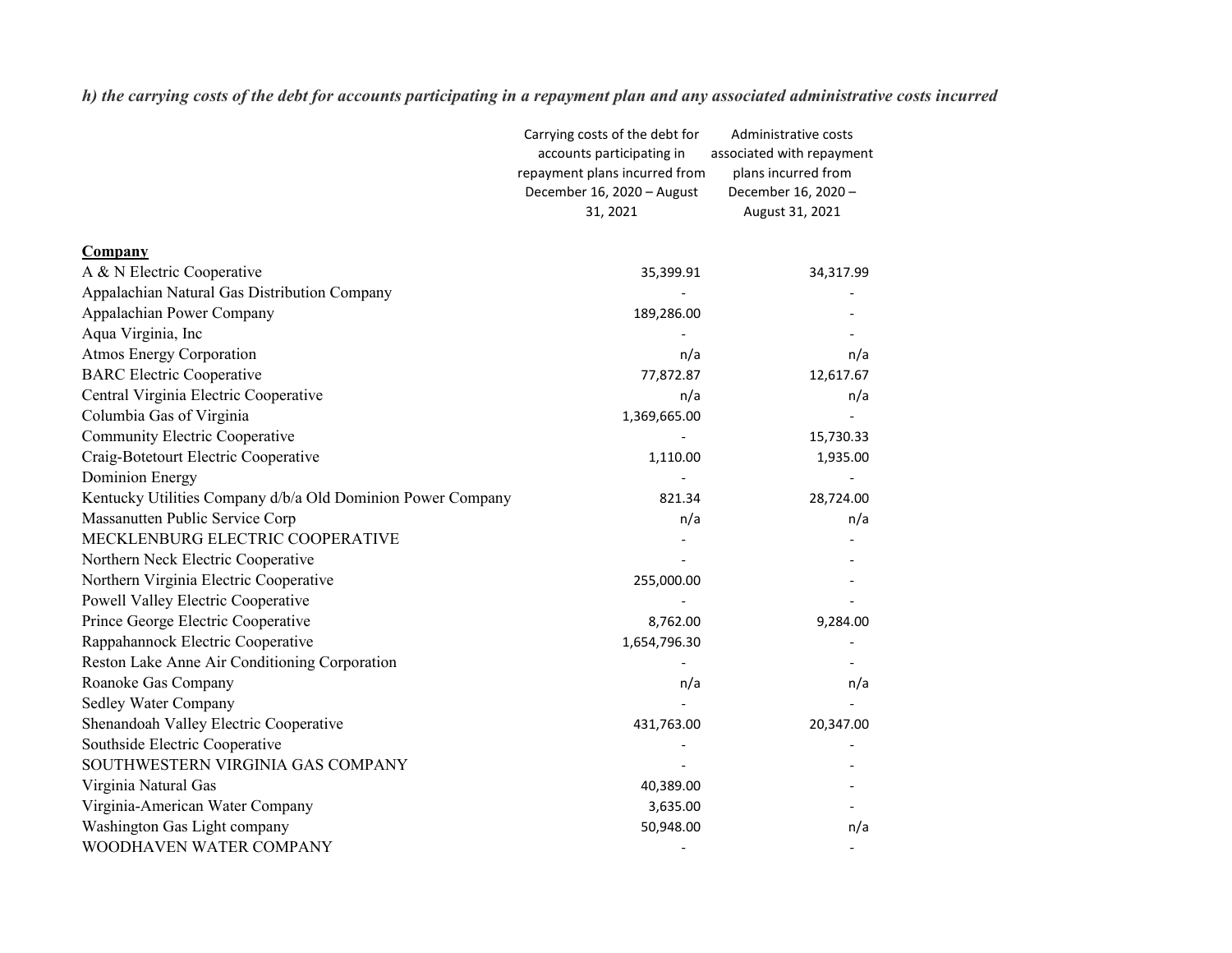*h) the carrying costs of the debt for accounts participating in a repayment plan and any associated administrative costs incurred*

| Company | Carrying costs of the debt for accounts participating in repayment plans incurred from December 16, 2020 – August 31, 2021 | Administrative costs associated with repayment plans incurred from December 16, 2020 – August 31, 2021 |
|---|---|---|
| A & N Electric Cooperative | 35,399.91 | 34,317.99 |
| Appalachian Natural Gas Distribution Company | - | - |
| Appalachian Power Company | 189,286.00 | - |
| Aqua Virginia, Inc | - | - |
| Atmos Energy Corporation | n/a | n/a |
| BARC Electric Cooperative | 77,872.87 | 12,617.67 |
| Central Virginia Electric Cooperative | n/a | n/a |
| Columbia Gas of Virginia | 1,369,665.00 | - |
| Community Electric Cooperative | - | 15,730.33 |
| Craig-Botetourt Electric Cooperative | 1,110.00 | 1,935.00 |
| Dominion Energy | - | - |
| Kentucky Utilities Company d/b/a Old Dominion Power Company | 821.34 | 28,724.00 |
| Massanutten Public Service Corp | n/a | n/a |
| MECKLENBURG ELECTRIC COOPERATIVE | - | - |
| Northern Neck Electric Cooperative | - | - |
| Northern Virginia Electric Cooperative | 255,000.00 | - |
| Powell Valley Electric Cooperative | - | - |
| Prince George Electric Cooperative | 8,762.00 | 9,284.00 |
| Rappahannock Electric Cooperative | 1,654,796.30 | - |
| Reston Lake Anne Air Conditioning Corporation | - | - |
| Roanoke Gas Company | n/a | n/a |
| Sedley Water Company | - | - |
| Shenandoah Valley Electric Cooperative | 431,763.00 | 20,347.00 |
| Southside Electric Cooperative | - | - |
| SOUTHWESTERN VIRGINIA GAS COMPANY | - | - |
| Virginia Natural Gas | 40,389.00 | - |
| Virginia-American Water Company | 3,635.00 | - |
| Washington Gas Light company | 50,948.00 | n/a |
| WOODHAVEN WATER COMPANY | - | - |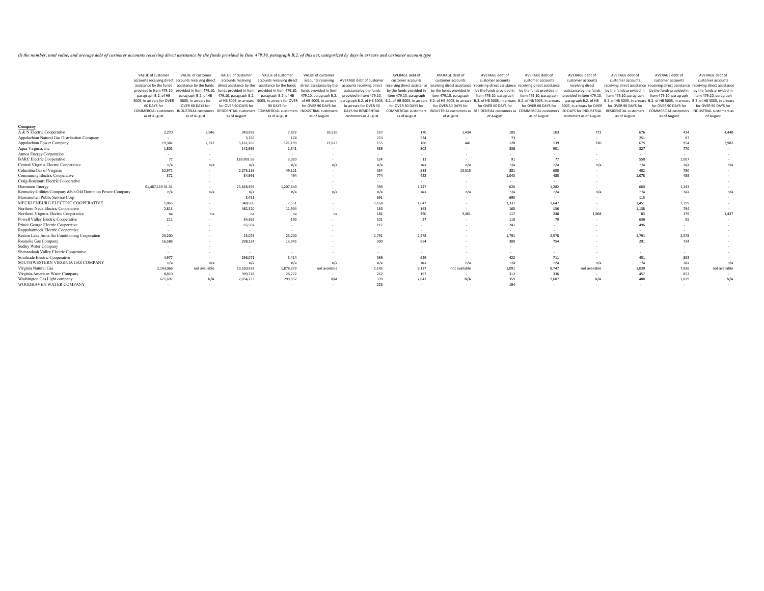*(i) the number, total value, and average debt of customer accounts receiving direct assistance by the funds provided in Item 479.10, paragraph B.2. of this act, categorized by days in arrears and customer account type*

| Company | VALUE of customer accounts receiving direct assistance by the funds provided in Item 479.10, paragraph B.2. of HB 5005, in arrears for OVER 60 DAYS for COMMERCIAL customers as of August | VALUE of customer accounts receiving direct assistance by the funds provided in Item 479.10, paragraph B.2. of HB 5005, in arrears for OVER 60 DAYS for INDUSTRIAL customers as of August | VALUE of customer accounts receiving direct assistance by the funds provided in Item 479.10, paragraph B.2. of HB 5005, in arrears for OVER 90 DAYS for RESIDENTIAL customers as of August | VALUE of customer accounts receiving direct assistance by the funds provided in Item 479.10, paragraph B.2. of HB 5005, in arrears for OVER 90 DAYS for COMMERCIAL customers as of August | VALUE of customer accounts receiving direct assistance by the funds provided in Item 479.10, paragraph B.2. of HB 5005, in arrears for OVER 90 DAYS for INDUSTRIAL customers as of August | AVERAGE debt of customer accounts receiving direct assistance by the funds provided in Item 479.10, paragraph B.2. of HB 5005, in arrears for OVER 30 DAYS for RESIDENTIAL customers as August | AVERAGE debt of customer accounts receiving direct assistance by the funds provided in Item 479.10, paragraph B.2. of HB 5005, in arrears for OVER 30 DAYS for COMMERCIAL customers as of August | AVERAGE debt of customer accounts receiving direct assistance by the funds provided in Item 479.10, paragraph B.2. of HB 5005, in arrears for OVER 30 DAYS for INDUSTRIAL customers as of August | AVERAGE debt of customer accounts receiving direct assistance by the funds provided in Item 479.10, paragraph B.2. of HB 5005, in arrears for OVER 60 DAYS for RESIDENTIAL customers as of August | AVERAGE debt of customer accounts receiving direct assistance by the funds provided in Item 479.10, paragraph B.2. of HB 5005, in arrears for OVER 60 DAYS for COMMERCIAL customers as of August | AVERAGE debt of customer accounts receiving direct assistance by the funds provided in Item 479.10, paragraph B.2. of HB 5005, in arrears for OVER 60 DAYS for INDUSTRIAL customers as of August | AVERAGE debt of customer accounts receiving direct assistance by the funds provided in Item 479.10, paragraph B.2. of HB 5005, in arrears for OVER 90 DAYS for RESIDENTIAL customers as of August | AVERAGE debt of customer accounts receiving direct assistance by the funds provided in Item 479.10, paragraph B.2. of HB 5005, in arrears for OVER 90 DAYS for COMMERCIAL customers as of August | AVERAGE debt of customer accounts receiving direct assistance by the funds provided in Item 479.10, paragraph B.2. of HB 5005, in arrears for OVER 90 DAYS for INDUSTRIAL customers as of August |
|---|---|---|---|---|---|---|---|---|---|---|---|---|---|---|
| A & N Electric Cooperative | 2,270 | 6,946 | 343,992 | 7,872 | 35,520 | 157 | 170 | 1,434 | 105 | 103 | 772 | 676 | 414 | 4,440 |
| Appalachian Natural Gas Distribution Company | - | - | 3,765 | 174 | - | 253 | 534 | - | 73 | - | - | 251 | 87 | - |
| Appalachian Power Company | 19,382 | 2,312 | 5,161,165 | 121,199 | 27,873 | 155 | 186 | 441 | 128 | 139 | 330 | 675 | 954 | 3,982 |
| Aqua Virginia, Inc | 1,802 | - | 142,956 | 1,541 | - | 389 | 802 | - | 336 | 901 | - | 327 | 770 | - |
| Atmos Energy Corporation | - | - | - | - | - | - | - | - | - | - | - | - | - | - |
| BARC Electric Cooperative | 77 | - | 126,992.56 | 3,020 | - | 124 | 13 | - | 91 | 77 | - | 550 | 1,007 | - |
| Central Virginia Electric Cooperative | n/a | n/a | n/a | n/a | n/a | n/a | n/a | n/a | n/a | n/a | n/a | n/a | n/a | n/a |
| Columbia Gas of Virginia | 52,971 | - | 2,273,116 | 49,121 | - | 354 | 583 | 13,515 | 381 | 688 | - | 402 | 780 | - |
| Community Electric Cooperative | 372 | - | 34,991 | 494 | - | 774 | 422 | - | 1,043 | 485 | - | 1,078 | 485 | - |
| Craig-Botetourt Electric Cooperative | - | - | - | - | - | - | - | - | - | - | - | - | - | - |
| Dominion Energy | $1,487,119.31.31 | - | 25,828,959 | 1,207,640 | - | 599 | 1,247 | - | 626 | 1,282 | - | 660 | 1,343 | - |
| Kentucky Utilities Company d/b/a Old Dominion Power Company | n/a | n/a | n/a | n/a | n/a | n/a | n/a | n/a | n/a | n/a | n/a | n/a | n/a | n/a |
| Massanutten Public Service Corp | - | - | 3,451 | - | - | 691 | - | - | 695 | - | - | 115 | - | - |
| MECKLENBURG ELECTRIC COOPERATIVE | 1,865 | - | 948,505 | 7,551 | - | 1,168 | 1,647 | - | 1,337 | 1,647 | - | 1,451 | 1,799 | - |
| Northern Neck Electric Cooperative | 2,813 | - | 482,320 | 11,904 | - | 183 | 163 | - | 165 | 156 | - | 1,138 | 794 | - |
| Northern Virginia Electric Cooperative | na | na | na | na | na | 182 | 390 | 3,461 | 117 | 248 | 1,968 | 83 | 179 | 1,437 |
| Powell Valley Electric Cooperative | 211 | - | 34,362 | 190 | - | 101 | 27 | - | 110 | 70 | - | 636 | 95 | - |
| Prince George Electric Cooperative | - | - | 65,507 | - | - | 112 | - | - | 241 | - | - | 496 | - | - |
| Rappahannock Electric Cooperative | - | - | - | - | - | - | - | - | - | - | - | - | - | - |
| Reston Lake Anne Air Conditioning Corporation | 23,200 | - | 25,078 | 23,200 | - | 1,791 | 2,578 | - | 1,791 | 2,578 | - | 1,791 | 2,578 | - |
| Roanoke Gas Company | 16,586 | - | 298,124 | 13,945 | - | 300 | 654 | - | 300 | 754 | - | 291 | 734 | - |
| Sedley Water Company | - | - | - | - | - | - | - | - | - | - | - | - | - | - |
| Shenandoah Valley Electric Cooperative | - | - | - | - | - | - | - | - | - | - | - | - | - | - |
| Southside Electric Cooperative | 4,977 | - | 236,071 | 3,414 | - | 369 | 629 | - | 422 | 711 | - | 451 | 853 | - |
| SOUTHWESTERN VIRGINIA GAS COMPANY | n/a | n/a | n/a | n/a | n/a | n/a | n/a | n/a | n/a | n/a | n/a | n/a | n/a | n/a |
| Virginia Natural Gas | 2,143,066 | not available | 10,520,592 | 1,878,573 | not available | 1,145 | 9,127 | not available | 1,091 | 8,747 | not available | 1,039 | 7,926 | not available |
| Virginia-American Water Company | 8,810 | - | 399,718 | 26,272 | - | 262 | 197 | - | 312 | 336 | - | 457 | 852 | - |
| Washington Gas Light company | 671,697 | N/A | 2,054,733 | 299,952 | N/A | 339 | 2,643 | N/A | 359 | 2,687 | N/A | 480 | 1,829 | N/A |
| WOODHAVEN WATER COMPANY | - | - | - | - | - | 223 | - | - | 194 | - | - | - | - | - |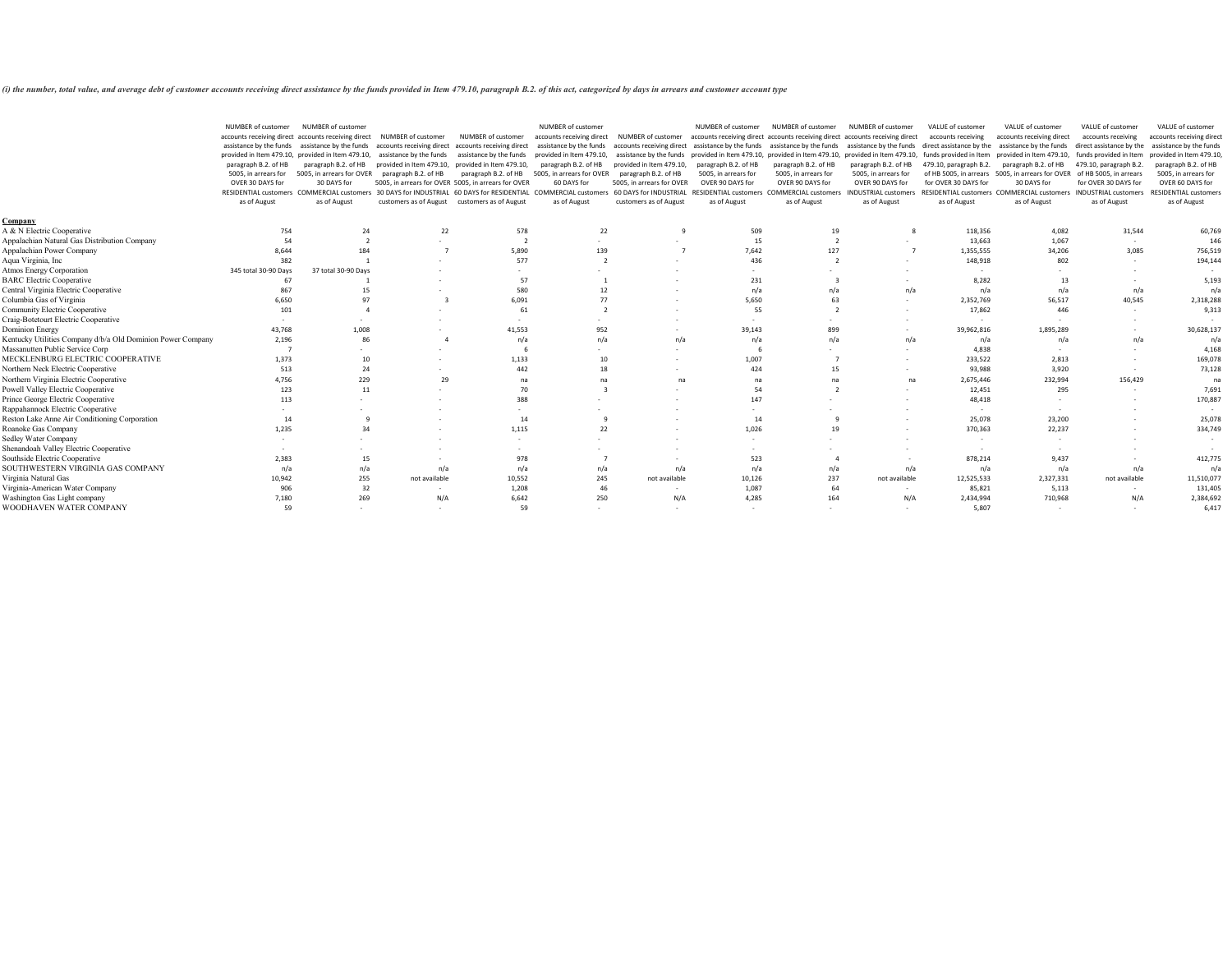*(i) the number, total value, and average debt of customer accounts receiving direct assistance by the funds provided in Item 479.10, paragraph B.2. of this act, categorized by days in arrears and customer account type*

| Company | NUMBER of customer accounts receiving direct assistance by the funds provided in Item 479.10, paragraph B.2. of HB 5005, in arrears for OVER 30 DAYS for RESIDENTIAL customers as of August | NUMBER of customer accounts receiving direct assistance by the funds provided in Item 479.10, paragraph B.2. of HB 5005, in arrears for OVER 30 DAYS for COMMERCIAL customers as of August | NUMBER of customer accounts receiving direct assistance by the funds provided in Item 479.10, paragraph B.2. of HB 5005, in arrears for OVER 30 DAYS for INDUSTRIAL customers as of August | NUMBER of customer accounts receiving direct assistance by the funds provided in Item 479.10, paragraph B.2. of HB 5005, in arrears for OVER 60 DAYS for RESIDENTIAL customers as of August | NUMBER of customer accounts receiving direct assistance by the funds provided in Item 479.10, paragraph B.2. of HB 5005, in arrears for OVER 60 DAYS for COMMERCIAL customers as of August | NUMBER of customer accounts receiving direct assistance by the funds provided in Item 479.10, paragraph B.2. of HB 5005, in arrears for OVER 60 DAYS for INDUSTRIAL customers as of August | NUMBER of customer accounts receiving direct assistance by the funds provided in Item 479.10, paragraph B.2. of HB 5005, in arrears for OVER 90 DAYS for RESIDENTIAL customers as of August | NUMBER of customer accounts receiving direct assistance by the funds provided in Item 479.10, paragraph B.2. of HB 5005, in arrears for OVER 90 DAYS for COMMERCIAL customers as of August | NUMBER of customer accounts receiving direct assistance by the funds provided in Item 479.10, paragraph B.2. of HB 5005, in arrears for OVER 90 DAYS for INDUSTRIAL customers as of August | VALUE of customer accounts receiving direct assistance by the funds provided in Item 479.10, paragraph B.2. of HB 5005, in arrears for OVER 30 DAYS for RESIDENTIAL customers as of August | VALUE of customer accounts receiving direct assistance by the funds provided in Item 479.10, paragraph B.2. of HB 5005, in arrears for OVER 30 DAYS for COMMERCIAL customers as of August | VALUE of customer accounts receiving direct assistance by the funds provided in Item 479.10, paragraph B.2. of HB 5005, in arrears for OVER 30 DAYS for INDUSTRIAL customers as of August | VALUE of customer accounts receiving direct assistance by the funds provided in Item 479.10, paragraph B.2. of HB 5005, in arrears for OVER 60 DAYS for RESIDENTIAL customers as of August |
|---|---|---|---|---|---|---|---|---|---|---|---|---|---|
| A & N Electric Cooperative | 754 | 24 | 22 | 578 | 22 | 9 | 509 | 19 | 8 | 118,356 | 4,082 | 31,544 | 60,769 |
| Appalachian Natural Gas Distribution Company | 54 | 2 | - | 2 | - | - | 15 | 2 | - | 13,663 | 1,067 | - | 146 |
| Appalachian Power Company | 8,644 | 184 | 7 | 5,890 | 139 | 7 | 7,642 | 127 | 7 | 1,355,555 | 34,206 | 3,085 | 756,519 |
| Aqua Virginia, Inc | 382 | 1 | - | 577 | 2 | - | 436 | 2 | - | 148,918 | 802 | - | 194,144 |
| Atmos Energy Corporation | 345 total 30-90 Days | 37 total 30-90 Days | - | - | - | - | - | - | - | - | - | - | - |
| BARC Electric Cooperative | 67 | 1 | - | 57 | 1 | - | 231 | 3 | - | 8,282 | 13 | - | 5,193 |
| Central Virginia Electric Cooperative | 867 | 15 | - | 580 | 12 | - | n/a | n/a | n/a | n/a | n/a | n/a | n/a |
| Columbia Gas of Virginia | 6,650 | 97 | 3 | 6,091 | 77 | - | 5,650 | 63 | - | 2,352,769 | 56,517 | 40,545 | 2,318,288 |
| Community Electric Cooperative | 101 | 4 | - | 61 | 2 | - | 55 | 2 | - | 17,862 | 446 | - | 9,313 |
| Craig-Botetourt Electric Cooperative | - | - | - | - | - | - | - | - | - | - | - | - | - |
| Dominion Energy | 43,768 | 1,008 | - | 41,553 | 952 | - | 39,143 | 899 | - | 39,962,816 | 1,895,289 | - | 30,628,137 |
| Kentucky Utilities Company d/b/a Old Dominion Power Company | 2,196 | 86 | 4 | n/a | n/a | n/a | n/a | n/a | n/a | n/a | n/a | n/a | n/a |
| Massanutten Public Service Corp | 7 | - | - | 6 | - | - | 6 | - | - | 4,838 | - | - | 4,168 |
| MECKLENBURG ELECTRIC COOPERATIVE | 1,373 | 10 | - | 1,133 | 10 | - | 1,007 | 7 | - | 233,522 | 2,813 | - | 169,078 |
| Northern Neck Electric Cooperative | 513 | 24 | - | 442 | 18 | - | 424 | 15 | - | 93,988 | 3,920 | - | 73,128 |
| Northern Virginia Electric Cooperative | 4,756 | 229 | 29 | na | na | na | na | na | na | 2,675,446 | 232,994 | 156,429 | na |
| Powell Valley Electric Cooperative | 123 | 11 | - | 70 | 3 | - | 54 | 2 | - | 12,451 | 295 | - | 7,691 |
| Prince George Electric Cooperative | 113 | - | - | 388 | - | - | 147 | - | - | 48,418 | - | - | 170,887 |
| Rappahannock Electric Cooperative | - | - | - | - | - | - | - | - | - | - | - | - | - |
| Reston Lake Anne Air Conditioning Corporation | 14 | 9 | - | 14 | 9 | - | 14 | 9 | - | 25,078 | 23,200 | - | 25,078 |
| Roanoke Gas Company | 1,235 | 34 | - | 1,115 | 22 | - | 1,026 | 19 | - | 370,363 | 22,237 | - | 334,749 |
| Sedley Water Company | - | - | - | - | - | - | - | - | - | - | - | - | - |
| Shenandoah Valley Electric Cooperative | - | - | - | - | - | - | - | - | - | - | - | - | - |
| Southside Electric Cooperative | 2,383 | 15 | - | 978 | 7 | - | 523 | 4 | - | 878,214 | 9,437 | - | 412,775 |
| SOUTHWESTERN VIRGINIA GAS COMPANY | n/a | n/a | n/a | n/a | n/a | n/a | n/a | n/a | n/a | n/a | n/a | n/a | n/a |
| Virginia Natural Gas | 10,942 | 255 | not available | 10,552 | 245 | not available | 10,126 | 237 | not available | 12,525,533 | 2,327,331 | not available | 11,510,077 |
| Virginia-American Water Company | 906 | 32 | - | 1,208 | 46 | - | 1,087 | 64 | - | 85,821 | 5,113 | - | 131,405 |
| Washington Gas Light company | 7,180 | 269 | N/A | 6,642 | 250 | N/A | 4,285 | 164 | N/A | 2,434,994 | 710,968 | N/A | 2,384,692 |
| WOODHAVEN WATER COMPANY | 59 | - | - | 59 | - | - | - | - | - | 5,807 | - | - | 6,417 |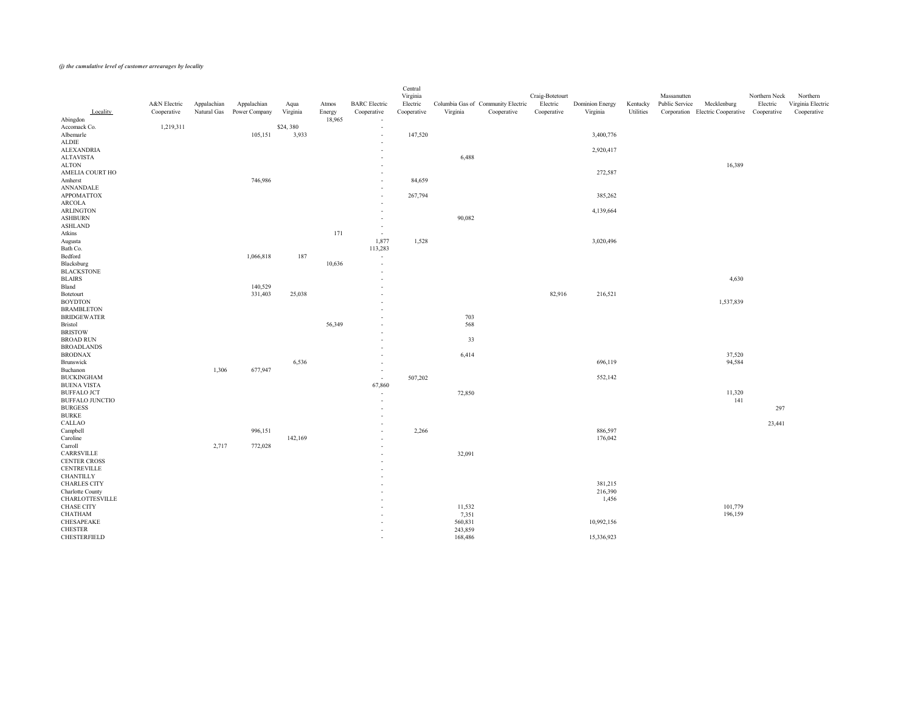*(j) the cumulative level of customer arrearages by locality*

| Locality | A&N Electric Cooperative | Appalachian Natural Gas | Appalachian Power Company | Aqua Virginia | Atmos Energy | BARC Electric Cooperative | Central Virginia Electric Cooperative | Columbia Gas of Virginia | Community Electric Cooperative | Craig-Botetourt Electric Cooperative | Dominion Energy Virginia | Kentucky Utilities | Massanutten Public Service Corporation | Mecklenburg Electric Cooperative | Northern Neck Electric Cooperative | Northern Virginia Electric Cooperative |
|---|---|---|---|---|---|---|---|---|---|---|---|---|---|---|---|---|
| Abingdon | | | | | 18,965 | - | | | | | | | | | | |
| Accomack Co. | 1,219,311 | | | $24, 380 | | | | | | | | | | | | |
| Albemarle | | | 105,151 | 3,933 | | - | 147,520 | | | | 3,400,776 | | | | | |
| ALDIE | | | | | | - | | | | | | | | | | |
| ALEXANDRIA | | | | | | - | | | | | 2,920,417 | | | | | |
| ALTAVISTA | | | | | | - | | 6,488 | | | | | | | | |
| ALTON | | | | | | - | | | | | | | | 16,389 | | |
| AMELIA COURT HO | | | | | | - | | | | | 272,587 | | | | | |
| Amherst | | | 746,986 | | | - | 84,659 | | | | | | | | | |
| ANNANDALE | | | | | | - | | | | | | | | | | |
| APPOMATTOX | | | | | | - | 267,794 | | | | 385,262 | | | | | |
| ARCOLA | | | | | | - | | | | | | | | | | |
| ARLINGTON | | | | | | - | | | | | 4,139,664 | | | | | |
| ASHBURN | | | | | | - | | 90,082 | | | | | | | | |
| ASHLAND | | | | | | - | | | | | | | | | | |
| Atkins | | | | | 171 | - | | | | | | | | | | |
| Augusta | | | | | | 1,877 | 1,528 | | | | 3,020,496 | | | | | |
| Bath Co. | | | | | | 113,283 | | | | | | | | | | |
| Bedford | | | 1,066,818 | 187 | | - | | | | | | | | | | |
| Blacksburg | | | | | 10,636 | - | | | | | | | | | | |
| BLACKSTONE | | | | | | - | | | | | | | | | | |
| BLAIRS | | | | | | - | | | | | | | | 4,630 | | |
| Bland | | | 140,529 | | | - | | | | | | | | | | |
| Botetourt | | | 331,403 | 25,038 | | - | | | | 82,916 | 216,521 | | | | | |
| BOYDTON | | | | | | - | | | | | | | | 1,537,839 | | |
| BRAMBLETON | | | | | | - | | | | | | | | | | |
| BRIDGEWATER | | | | | | - | | 703 | | | | | | | | |
| Bristol | | | | | 56,349 | - | | 568 | | | | | | | | |
| BRISTOW | | | | | | - | | | | | | | | | | |
| BROAD RUN | | | | | | - | | 33 | | | | | | | | |
| BROADLANDS | | | | | | - | | | | | | | | | | |
| BRODNAX | | | | | | - | | 6,414 | | | | | | 37,520 | | |
| Brunswick | | | | 6,536 | | - | | | | | 696,119 | | | 94,584 | | |
| Buchanon | | 1,306 | 677,947 | | | - | | | | | | | | | | |
| BUCKINGHAM | | | | | | - | 507,202 | | | | 552,142 | | | | | |
| BUENA VISTA | | | | | | 67,860 | | | | | | | | | | |
| BUFFALO JCT | | | | | | - | | 72,850 | | | | | | 11,320 | | |
| BUFFALO JUNCTIO | | | | | | - | | | | | | | | 141 | | |
| BURGESS | | | | | | - | | | | | | | | | 297 | |
| BURKE | | | | | | - | | | | | | | | | | |
| CALLAO | | | | | | - | | | | | | | | | 23,441 | |
| Campbell | | | 996,151 | | | - | 2,266 | | | | 886,597 | | | | | |
| Caroline | | | | 142,169 | | - | | | | | 176,042 | | | | | |
| Carroll | | 2,717 | 772,028 | | | - | | | | | | | | | | |
| CARRSVILLE | | | | | | - | | 32,091 | | | | | | | | |
| CENTER CROSS | | | | | | - | | | | | | | | | | |
| CENTREVILLE | | | | | | - | | | | | | | | | | |
| CHANTILLY | | | | | | - | | | | | | | | | | |
| CHARLES CITY | | | | | | - | | | | | 381,215 | | | | | |
| Charlotte County | | | | | | - | | | | | 216,390 | | | | | |
| CHARLOTTESVILLE | | | | | | - | | | | | 1,456 | | | | | |
| CHASE CITY | | | | | | - | | 11,532 | | | | | | 101,779 | | |
| CHATHAM | | | | | | - | | 7,351 | | | | | | 196,159 | | |
| CHESAPEAKE | | | | | | - | | 560,831 | | | 10,992,156 | | | | | |
| CHESTER | | | | | | - | | 243,859 | | | | | | | | |
| CHESTERFIELD | | | | | | - | | 168,486 | | | 15,336,923 | | | | | |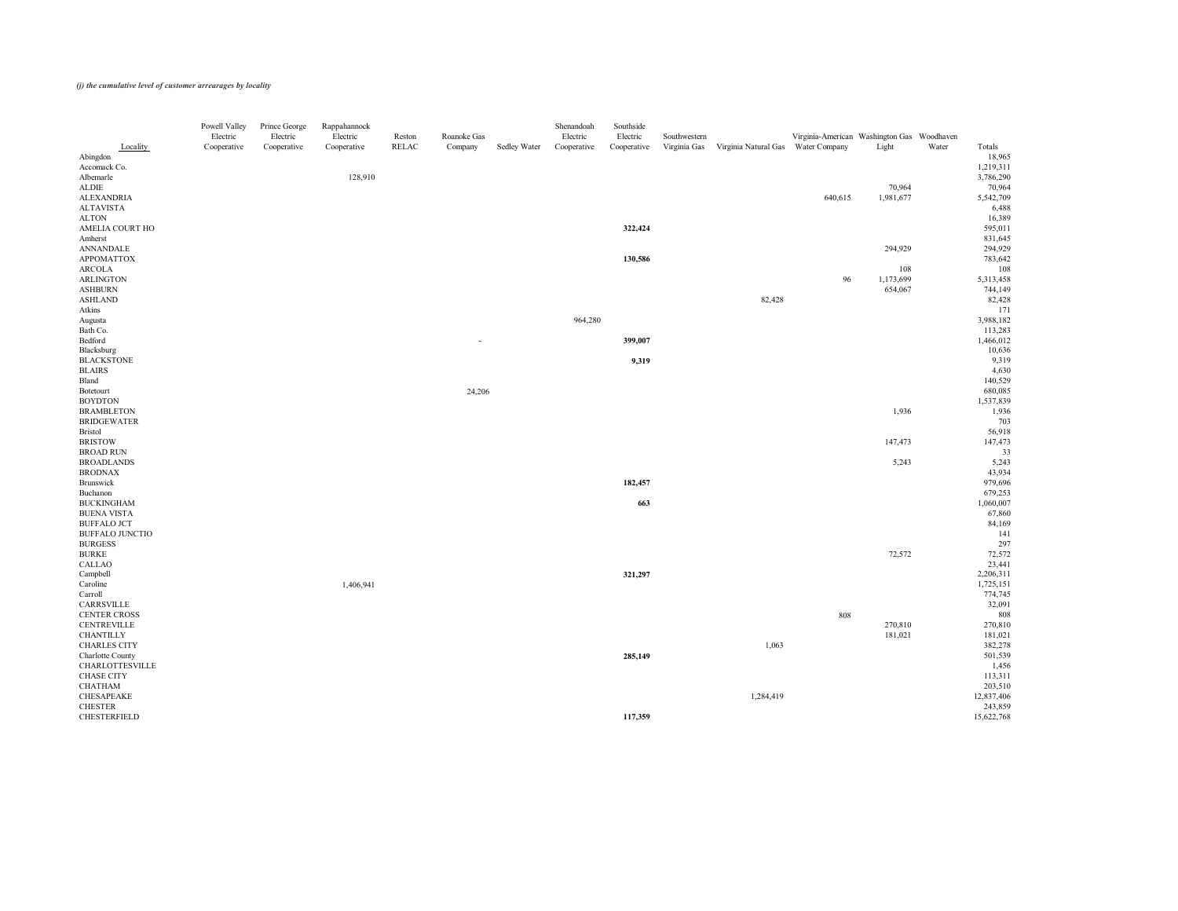*(j) the cumulative level of customer arrearages by locality*

| Locality | Powell Valley Electric Cooperative | Prince George Electric Cooperative | Rappahannock Electric Cooperative | Reston RELAC | Roanoke Gas Company | Sedley Water | Shenandoah Electric Cooperative | Southside Electric Cooperative | Southwestern Virginia Gas | Virginia Natural Gas | Virginia-American Water Company | Washington Gas Light | Woodhaven Water | Totals |
|---|---|---|---|---|---|---|---|---|---|---|---|---|---|---|
| Abingdon | | | | | | | | | | | | | | 18,965 |
| Accomack Co. | | | | | | | | | | | | | | 1,219,311 |
| Albemarle | | | 128,910 | | | | | | | | | | | 3,786,290 |
| ALDIE | | | | | | | | | | | | 70,964 | | 70,964 |
| ALEXANDRIA | | | | | | | | | | | 640,615 | 1,981,677 | | 5,542,709 |
| ALTAVISTA | | | | | | | | | | | | | | 6,488 |
| ALTON | | | | | | | | | | | | | | 16,389 |
| AMELIA COURT HO | | | | | | | | **322,424** | | | | | | 595,011 |
| Amherst | | | | | | | | | | | | | | 831,645 |
| ANNANDALE | | | | | | | | | | | | 294,929 | | 294,929 |
| APPOMATTOX | | | | | | | | **130,586** | | | | | | 783,642 |
| ARCOLA | | | | | | | | | | | | 108 | | 108 |
| ARLINGTON | | | | | | | | | | | 96 | 1,173,699 | | 5,313,458 |
| ASHBURN | | | | | | | | | | | | 654,067 | | 744,149 |
| ASHLAND | | | | | | | | | | 82,428 | | | | 82,428 |
| Atkins | | | | | | | | | | | | | | 171 |
| Augusta | | | | | | | 964,280 | | | | | | | 3,988,182 |
| Bath Co. | | | | | | | | | | | | | | 113,283 |
| Bedford | | | | | - | | | **399,007** | | | | | | 1,466,012 |
| Blacksburg | | | | | | | | | | | | | | 10,636 |
| BLACKSTONE | | | | | | | | **9,319** | | | | | | 9,319 |
| BLAIRS | | | | | | | | | | | | | | 4,630 |
| Bland | | | | | | | | | | | | | | 140,529 |
| Botetourt | | | | | 24,206 | | | | | | | | | 680,085 |
| BOYDTON | | | | | | | | | | | | | | 1,537,839 |
| BRAMBLETON | | | | | | | | | | | | 1,936 | | 1,936 |
| BRIDGEWATER | | | | | | | | | | | | | | 703 |
| Bristol | | | | | | | | | | | | | | 56,918 |
| BRISTOW | | | | | | | | | | | | 147,473 | | 147,473 |
| BROAD RUN | | | | | | | | | | | | | | 33 |
| BROADLANDS | | | | | | | | | | | | 5,243 | | 5,243 |
| BRODNAX | | | | | | | | | | | | | | 43,934 |
| Brunswick | | | | | | | | **182,457** | | | | | | 979,696 |
| Buchanon | | | | | | | | | | | | | | 679,253 |
| BUCKINGHAM | | | | | | | | **663** | | | | | | 1,060,007 |
| BUENA VISTA | | | | | | | | | | | | | | 67,860 |
| BUFFALO JCT | | | | | | | | | | | | | | 84,169 |
| BUFFALO JUNCTIO | | | | | | | | | | | | | | 141 |
| BURGESS | | | | | | | | | | | | | | 297 |
| BURKE | | | | | | | | | | | | 72,572 | | 72,572 |
| CALLAO | | | | | | | | | | | | | | 23,441 |
| Campbell | | | | | | | | **321,297** | | | | | | 2,206,311 |
| Caroline | | | 1,406,941 | | | | | | | | | | | 1,725,151 |
| Carroll | | | | | | | | | | | | | | 774,745 |
| CARRSVILLE | | | | | | | | | | | | | | 32,091 |
| CENTER CROSS | | | | | | | | | | | 808 | | | 808 |
| CENTREVILLE | | | | | | | | | | | | 270,810 | | 270,810 |
| CHANTILLY | | | | | | | | | | | | 181,021 | | 181,021 |
| CHARLES CITY | | | | | | | | | | 1,063 | | | | 382,278 |
| Charlotte County | | | | | | | | **285,149** | | | | | | 501,539 |
| CHARLOTTESVILLE | | | | | | | | | | | | | | 1,456 |
| CHASE CITY | | | | | | | | | | | | | | 113,311 |
| CHATHAM | | | | | | | | | | | | | | 203,510 |
| CHESAPEAKE | | | | | | | | | | 1,284,419 | | | | 12,837,406 |
| CHESTER | | | | | | | | | | | | | | 243,859 |
| CHESTERFIELD | | | | | | | | **117,359** | | | | | | 15,622,768 |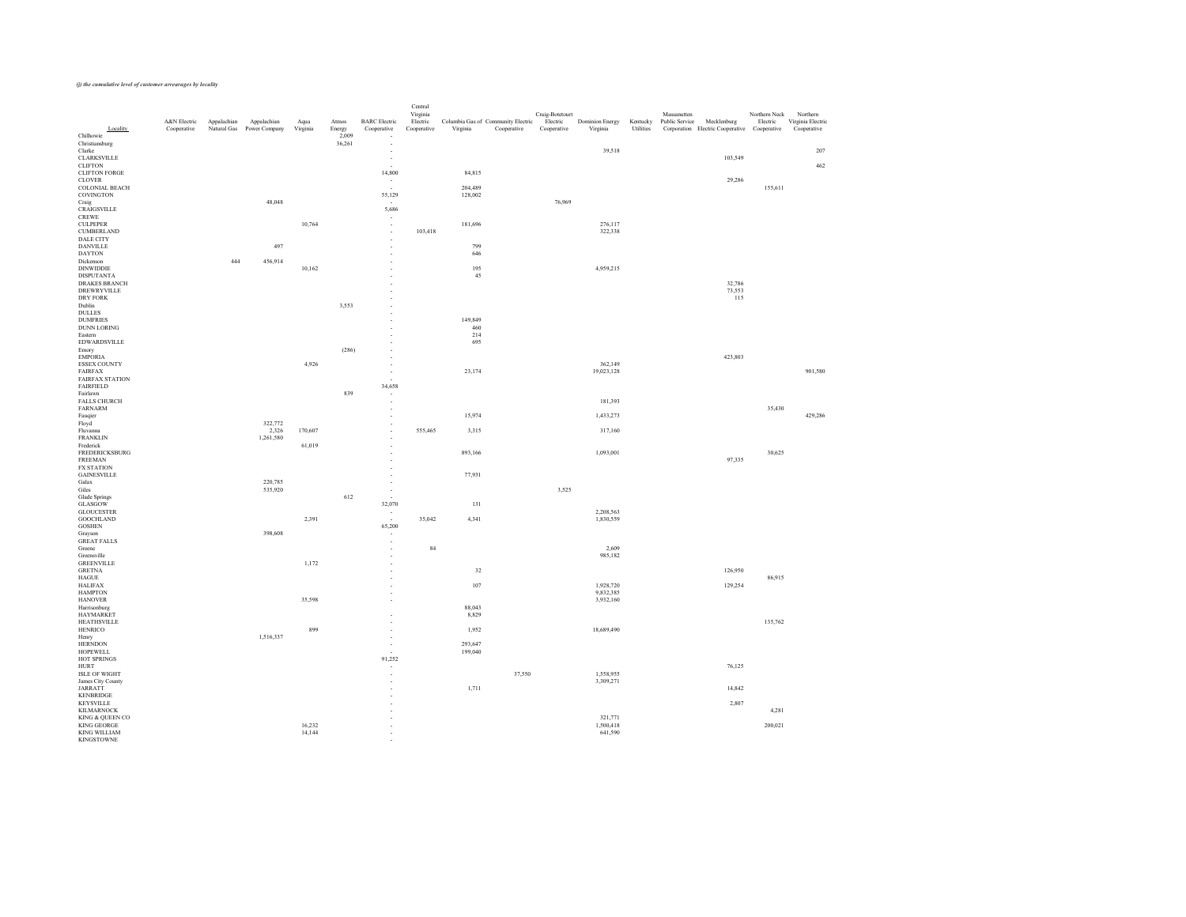***(j) the cumulative level of customer arrearages by locality***

| Locality | A&N Electric Cooperative | Appalachian Natural Gas | Appalachian Power Company | Aqua Virginia | Atmos Energy | BARC Electric Cooperative | Central Virginia Electric Cooperative | Columbia Gas of Virginia | Community Electric Cooperative | Craig-Botetourt Electric Cooperative | Dominion Energy Virginia | Kentucky Utilities | Massanutten Public Service Corporation | Mecklenburg Electric Cooperative | Northern Neck Electric Cooperative | Northern Virginia Electric Cooperative |
|---|---|---|---|---|---|---|---|---|---|---|---|---|---|---|---|---|
| Chilhowie | | | | | 2,009 | - | | | | | | | | | | |
| Christiansburg | | | | | 36,261 | - | | | | | | | | | | |
| Clarke | | | | | | - | | | | | 39,518 | | | | | 207 |
| CLARKSVILLE | | | | | | - | | | | | | | | 103,549 | | |
| CLIFTON | | | | | | - | | | | | | | | | | 462 |
| CLIFTON FORGE | | | | | | 14,800 | | 84,815 | | | | | | | | |
| CLOVER | | | | | | - | | | | | | | | 29,286 | | |
| COLONIAL BEACH | | | | | | - | | 204,489 | | | | | | | 155,611 | |
| COVINGTON | | | | | | 55,129 | | 128,002 | | | | | | | | |
| Craig | | | 48,048 | | | - | | | | 76,969 | | | | | | |
| CRAIGSVILLE | | | | | | 5,686 | | | | | | | | | | |
| CREWE | | | | | | - | | | | | | | | | | |
| CULPEPER | | | | 10,764 | | - | | 181,696 | | | 276,117 | | | | | |
| CUMBERLAND | | | | | | - | 103,418 | | | | 322,338 | | | | | |
| DALE CITY | | | | | | - | | | | | | | | | | |
| DANVILLE | | | 497 | | | - | | 799 | | | | | | | | |
| DAYTON | | | | | | - | | 646 | | | | | | | | |
| Dickenson | | 444 | 456,914 | | | - | | | | | | | | | | |
| DINWIDDIE | | | | 10,162 | | - | | 195 | | | 4,959,215 | | | | | |
| DISPUTANTA | | | | | | - | | 45 | | | | | | | | |
| DRAKES BRANCH | | | | | | - | | | | | | | | 32,786 | | |
| DREWRYVILLE | | | | | | - | | | | | | | | 73,553 | | |
| DRY FORK | | | | | | - | | | | | | | | 115 | | |
| Dublin | | | | | 3,553 | - | | | | | | | | | | |
| DULLES | | | | | | - | | | | | | | | | | |
| DUMFRIES | | | | | | - | | 149,849 | | | | | | | | |
| DUNN LORING | | | | | | - | | 460 | | | | | | | | |
| Eastern | | | | | | - | | 214 | | | | | | | | |
| EDWARDSVILLE | | | | | | - | | 695 | | | | | | | | |
| Emory | | | | | (286) | - | | | | | | | | | | |
| EMPORIA | | | | | | - | | | | | | | | 423,803 | | |
| ESSEX COUNTY | | | | 4,926 | | - | | | | | 362,149 | | | | | |
| FAIRFAX | | | | | | - | | 23,174 | | | 19,023,128 | | | | | 901,580 |
| FAIRFAX STATION | | | | | | - | | | | | | | | | | |
| FAIRFIELD | | | | | | 34,658 | | | | | | | | | | |
| Fairlawn | | | | | 839 | - | | | | | | | | | | |
| FALLS CHURCH | | | | | | - | | | | | 181,393 | | | | | |
| FARNARM | | | | | | - | | | | | | | | | 35,430 | |
| Fauquier | | | | | | - | | 15,974 | | | 1,433,273 | | | | | 429,286 |
| Floyd | | | 322,772 | | | - | | | | | | | | | | |
| Fluvanna | | | 2,326 | 170,607 | | - | 555,465 | 3,315 | | | 317,160 | | | | | |
| FRANKLIN | | | 1,261,580 | | | - | | | | | | | | | | |
| Frederick | | | | 61,019 | | - | | | | | | | | | | |
| FREDERICKSBURG | | | | | | - | | 893,166 | | | 1,093,001 | | | | 30,625 | |
| FREEMAN | | | | | | - | | | | | | | | 97,335 | | |
| FX STATION | | | | | | - | | | | | | | | | | |
| GAINESVILLE | | | | | | - | | 77,931 | | | | | | | | |
| Galax | | | 220,785 | | | - | | | | | | | | | | |
| Giles | | | 535,920 | | | - | | | | 3,525 | | | | | | |
| Glade Springs | | | | | 612 | - | | | | | | | | | | |
| GLASGOW | | | | | | 32,070 | | 131 | | | | | | | | |
| GLOUCESTER | | | | | | - | | | | | 2,208,563 | | | | | |
| GOOCHLAND | | | | 2,391 | | - | 35,042 | 4,341 | | | 1,830,559 | | | | | |
| GOSHEN | | | | | | 65,200 | | | | | | | | | | |
| Grayson | | | 398,608 | | | - | | | | | | | | | | |
| GREAT FALLS | | | | | | - | | | | | | | | | | |
| Greene | | | | | | - | 84 | | | | 2,609 | | | | | |
| Greensville | | | | | | - | | | | | 985,182 | | | | | |
| GREENVILLE | | | | 1,172 | | - | | | | | | | | | | |
| GRETNA | | | | | | - | | 32 | | | | | | 126,950 | | |
| HAGUE | | | | | | - | | | | | | | | | 86,915 | |
| HALIFAX | | | | | | - | | 107 | | | 1,928,720 | | | 129,254 | | |
| HAMPTON | | | | | | - | | | | | 9,832,385 | | | | | |
| HANOVER | | | | 35,598 | | - | | | | | 3,932,160 | | | | | |
| Harrisonburg | | | | | | | | 88,043 | | | | | | | | |
| HAYMARKET | | | | | | - | | 8,829 | | | | | | | | |
| HEATHSVILLE | | | | | | - | | | | | | | | | 135,762 | |
| HENRICO | | | | 899 | | - | | 1,952 | | | 18,689,490 | | | | | |
| Henry | | | 1,516,337 | | | - | | | | | | | | | | |
| HERNDON | | | | | | - | | 293,647 | | | | | | | | |
| HOPEWELL | | | | | | - | | 199,040 | | | | | | | | |
| HOT SPRINGS | | | | | | 91,252 | | | | | | | | | | |
| HURT | | | | | | - | | | | | | | | 76,125 | | |
| ISLE OF WIGHT | | | | | | - | | | 37,550 | | 1,558,955 | | | | | |
| James City County | | | | | | - | | | | | 3,309,271 | | | | | |
| JARRATT | | | | | | - | | 1,711 | | | | | | 14,842 | | |
| KENBRIDGE | | | | | | - | | | | | | | | | | |
| KEYSVILLE | | | | | | - | | | | | | | | 2,807 | | |
| KILMARNOCK | | | | | | - | | | | | | | | | 4,281 | |
| KING & QUEEN CO | | | | | | - | | | | | 321,771 | | | | | |
| KING GEORGE | | | | 16,232 | | - | | | | | 1,500,418 | | | | 200,021 | |
| KING WILLIAM | | | | 14,144 | | - | | | | | 641,590 | | | | | |
| KINGSTOWNE | | | | | | - | | | | | | | | | | |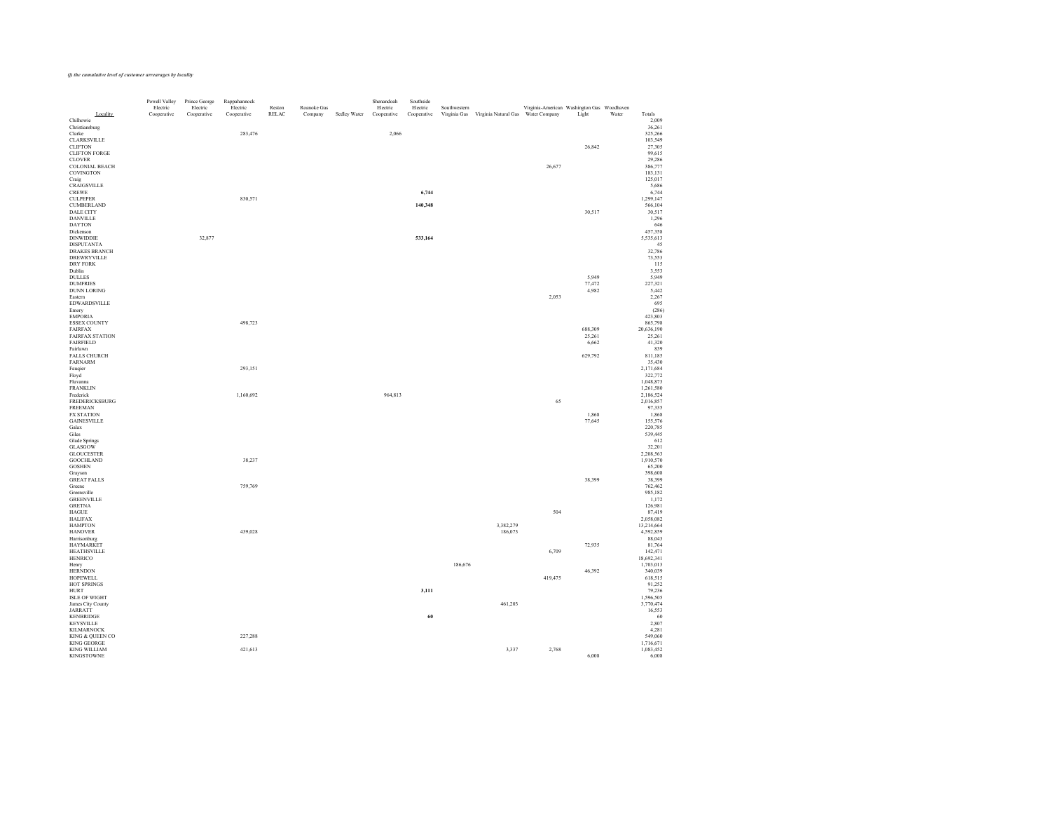*(j) the cumulative level of customer arrearages by locality*

| Locality | Powell Valley Electric Cooperative | Prince George Electric Cooperative | Rappahannock Electric Cooperative | Reston RELAC | Roanoke Gas Company | Sedley Water | Shenandoah Electric Cooperative | Southside Electric Cooperative | Southwestern Virginia Gas | Virginia Natural Gas | Virginia-American Water Company | Washington Gas Light | Woodhaven Water | Totals |
|---|---|---|---|---|---|---|---|---|---|---|---|---|---|---|
| Chilhowie | | | | | | | | | | | | | | 2,009 |
| Christiansburg | | | | | | | | | | | | | | 36,261 |
| Clarke | | | 283,476 | | | | 2,066 | | | | | | | 325,266 |
| CLARKSVILLE | | | | | | | | | | | | | | 103,549 |
| CLIFTON | | | | | | | | | | | | 26,842 | | 27,305 |
| CLIFTON FORGE | | | | | | | | | | | | | | 99,615 |
| CLOVER | | | | | | | | | | | | | | 29,286 |
| COLONIAL BEACH | | | | | | | | | | | 26,677 | | | 386,777 |
| COVINGTON | | | | | | | | | | | | | | 183,131 |
| Craig | | | | | | | | | | | | | | 125,017 |
| CRAIGSVILLE | | | | | | | | | | | | | | 5,686 |
| CREWE | | | | | | | | **6,744** | | | | | | 6,744 |
| CULPEPER | | | 830,571 | | | | | | | | | | | 1,299,147 |
| CUMBERLAND | | | | | | | | **140,348** | | | | | | 566,104 |
| DALE CITY | | | | | | | | | | | | 30,517 | | 30,517 |
| DANVILLE | | | | | | | | | | | | | | 1,296 |
| DAYTON | | | | | | | | | | | | | | 646 |
| Dickenson | | | | | | | | | | | | | | 457,358 |
| DINWIDDIE | | 32,877 | | | | | | **533,164** | | | | | | 5,535,613 |
| DISPUTANTA | | | | | | | | | | | | | | 45 |
| DRAKES BRANCH | | | | | | | | | | | | | | 32,786 |
| DREWRYVILLE | | | | | | | | | | | | | | 73,553 |
| DRY FORK | | | | | | | | | | | | | | 115 |
| Dublin | | | | | | | | | | | | | | 3,553 |
| DULLES | | | | | | | | | | | | 5,949 | | 5,949 |
| DUMFRIES | | | | | | | | | | | | 77,472 | | 227,321 |
| DUNN LORING | | | | | | | | | | | | 4,982 | | 5,442 |
| Eastern | | | | | | | | | | | 2,053 | | | 2,267 |
| EDWARDSVILLE | | | | | | | | | | | | | | 695 |
| Emory | | | | | | | | | | | | | | (286) |
| EMPORIA | | | | | | | | | | | | | | 423,803 |
| ESSEX COUNTY | | | 498,723 | | | | | | | | | | | 865,798 |
| FAIRFAX | | | | | | | | | | | | 688,309 | | 20,636,190 |
| FAIRFAX STATION | | | | | | | | | | | | 25,261 | | 25,261 |
| FAIRFIELD | | | | | | | | | | | | 6,662 | | 41,320 |
| Fairlawn | | | | | | | | | | | | | | 839 |
| FALLS CHURCH | | | | | | | | | | | | 629,792 | | 811,185 |
| FARNARM | | | | | | | | | | | | | | 35,430 |
| Fauquier | | | 293,151 | | | | | | | | | | | 2,171,684 |
| Floyd | | | | | | | | | | | | | | 322,772 |
| Fluvanna | | | | | | | | | | | | | | 1,048,873 |
| FRANKLIN | | | | | | | | | | | | | | 1,261,580 |
| Frederick | | | 1,160,692 | | | | 964,813 | | | | | | | 2,186,524 |
| FREDERICKSBURG | | | | | | | | | | | 65 | | | 2,016,857 |
| FREEMAN | | | | | | | | | | | | | | 97,335 |
| FX STATION | | | | | | | | | | | | 1,868 | | 1,868 |
| GAINESVILLE | | | | | | | | | | | | 77,645 | | 155,576 |
| Galax | | | | | | | | | | | | | | 220,785 |
| Giles | | | | | | | | | | | | | | 539,445 |
| Glade Springs | | | | | | | | | | | | | | 612 |
| GLASGOW | | | | | | | | | | | | | | 32,201 |
| GLOUCESTER | | | | | | | | | | | | | | 2,208,563 |
| GOOCHLAND | | | 38,237 | | | | | | | | | | | 1,910,570 |
| GOSHEN | | | | | | | | | | | | | | 65,200 |
| Grayson | | | | | | | | | | | | | | 398,608 |
| GREAT FALLS | | | | | | | | | | | | 38,399 | | 38,399 |
| Greene | | | 759,769 | | | | | | | | | | | 762,462 |
| Greensville | | | | | | | | | | | | | | 985,182 |
| GREENVILLE | | | | | | | | | | | | | | 1,172 |
| GRETNA | | | | | | | | | | | | | | 126,981 |
| HAGUE | | | | | | | | | | | 504 | | | 87,419 |
| HALIFAX | | | | | | | | | | | | | | 2,058,082 |
| HAMPTON | | | | | | | | | | 3,382,279 | | | | 13,214,664 |
| HANOVER | | | 439,028 | | | | | | | 186,073 | | | | 4,592,859 |
| Harrisonburg | | | | | | | | | | | | | | 88,043 |
| HAYMARKET | | | | | | | | | | | | 72,935 | | 81,764 |
| HEATHSVILLE | | | | | | | | | | | 6,709 | | | 142,471 |
| HENRICO | | | | | | | | | | | | | | 18,692,341 |
| Henry | | | | | | | | | 186,676 | | | | | 1,703,013 |
| HERNDON | | | | | | | | | | | | 46,392 | | 340,039 |
| HOPEWELL | | | | | | | | | | | 419,475 | | | 618,515 |
| HOT SPRINGS | | | | | | | | | | | | | | 91,252 |
| HURT | | | | | | | | **3,111** | | | | | | 79,236 |
| ISLE OF WIGHT | | | | | | | | | | | | | | 1,596,505 |
| James City County | | | | | | | | | | 461,203 | | | | 3,770,474 |
| JARRATT | | | | | | | | | | | | | | 16,553 |
| KENBRIDGE | | | | | | | | **60** | | | | | | 60 |
| KEYSVILLE | | | | | | | | | | | | | | 2,807 |
| KILMARNOCK | | | | | | | | | | | | | | 4,281 |
| KING & QUEEN CO | | | 227,288 | | | | | | | | | | | 549,060 |
| KING GEORGE | | | | | | | | | | | | | | 1,716,671 |
| KING WILLIAM | | | 421,613 | | | | | | | 3,337 | 2,768 | | | 1,083,452 |
| KINGSTOWNE | | | | | | | | | | | | 6,008 | | 6,008 |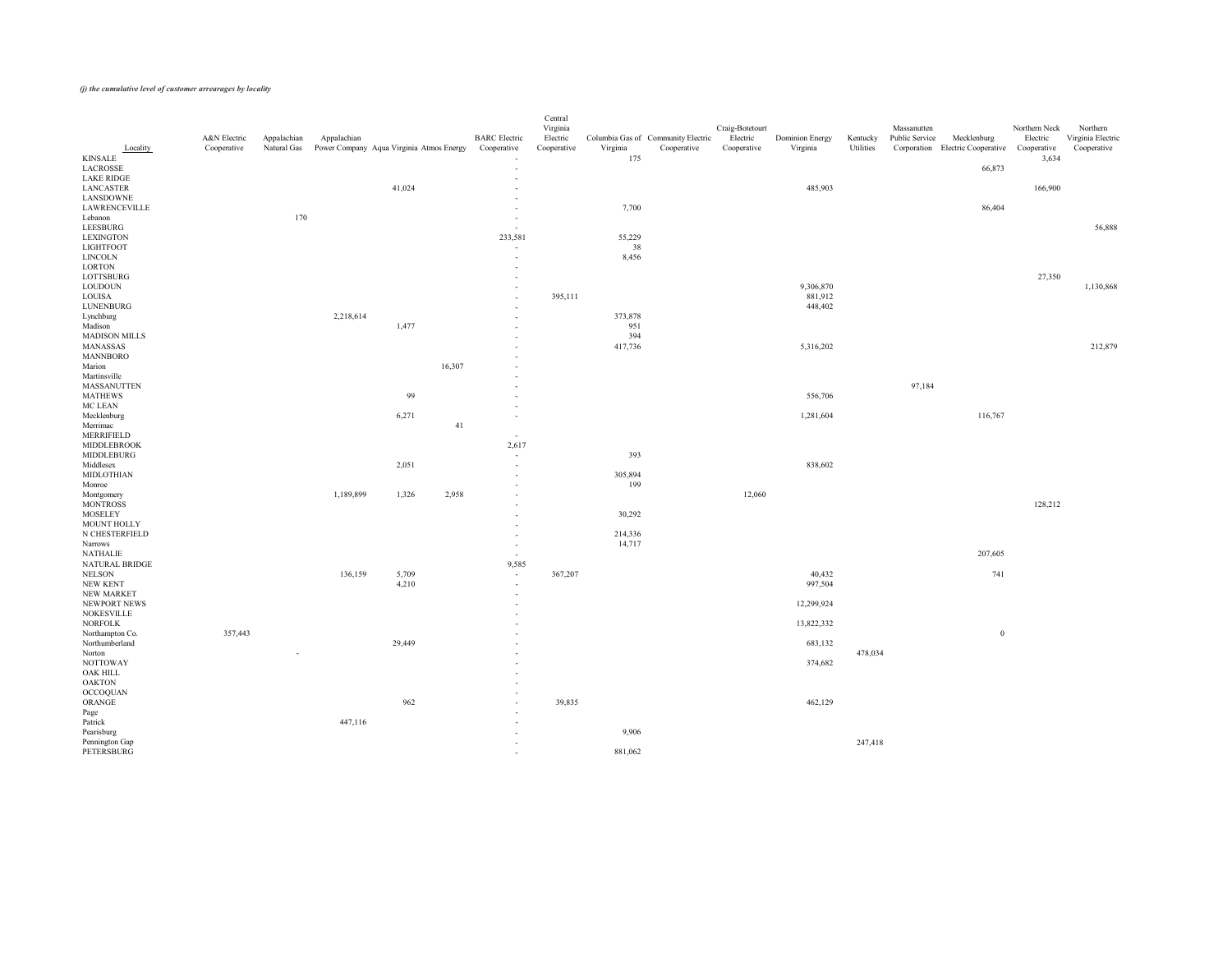*(j) the cumulative level of customer arrearages by locality*

| Locality | A&N Electric Cooperative | Appalachian Natural Gas | Appalachian Power Company | Aqua Virginia | Atmos Energy | BARC Electric Cooperative | Central Virginia Electric Cooperative | Columbia Gas of Virginia | Community Electric Cooperative | Craig-Botetourt Electric Cooperative | Dominion Energy Virginia | Kentucky Utilities | Massanutten Public Service Corporation | Mecklenburg Electric Cooperative | Northern Neck Electric Cooperative | Northern Virginia Electric Cooperative |
|---|---|---|---|---|---|---|---|---|---|---|---|---|---|---|---|---|
| KINSALE | | | | | | - | | 175 | | | | | | | 3,634 | |
| LACROSSE | | | | | | - | | | | | | | | 66,873 | | |
| LAKE RIDGE | | | | | | - | | | | | | | | | | |
| LANCASTER | | | | 41,024 | | - | | | | | 485,903 | | | | 166,900 | |
| LANSDOWNE | | | | | | - | | | | | | | | | | |
| LAWRENCEVILLE | | | | | | - | | 7,700 | | | | | | 86,404 | | |
| Lebanon | | 170 | | | | - | | | | | | | | | | |
| LEESBURG | | | | | | - | | | | | | | | | | 56,888 |
| LEXINGTON | | | | | | 233,581 | | 55,229 | | | | | | | | |
| LIGHTFOOT | | | | | | - | | 38 | | | | | | | | |
| LINCOLN | | | | | | - | | 8,456 | | | | | | | | |
| LORTON | | | | | | - | | | | | | | | | | |
| LOTTSBURG | | | | | | - | | | | | | | | | 27,350 | |
| LOUDOUN | | | | | | - | | | | | 9,306,870 | | | | | 1,130,868 |
| LOUISA | | | | | | - | 395,111 | | | | 881,912 | | | | | |
| LUNENBURG | | | | | | - | | | | | 448,402 | | | | | |
| Lynchburg | | | 2,218,614 | | | - | | 373,878 | | | | | | | | |
| Madison | | | | 1,477 | | - | | 951 | | | | | | | | |
| MADISON MILLS | | | | | | - | | 394 | | | | | | | | |
| MANASSAS | | | | | | - | | 417,736 | | | 5,316,202 | | | | | 212,879 |
| MANNBORO | | | | | | - | | | | | | | | | | |
| Marion | | | | | 16,307 | - | | | | | | | | | | |
| Martinsville | | | | | | - | | | | | | | | | | |
| MASSANUTTEN | | | | | | - | | | | | | | 97,184 | | | |
| MATHEWS | | | | 99 | | - | | | | | 556,706 | | | | | |
| MC LEAN | | | | | | - | | | | | | | | | | |
| Mecklenburg | | | | 6,271 | | - | | | | | 1,281,604 | | | 116,767 | | |
| Merrimac | | | | | 41 | | | | | | | | | | | |
| MERRIFIELD | | | | | | - | | | | | | | | | | |
| MIDDLEBROOK | | | | | | 2,617 | | | | | | | | | | |
| MIDDLEBURG | | | | | | - | | 393 | | | | | | | | |
| Middlesex | | | | 2,051 | | - | | | | | 838,602 | | | | | |
| MIDLOTHIAN | | | | | | - | | 305,894 | | | | | | | | |
| Monroe | | | | | | - | | 199 | | | | | | | | |
| Montgomery | | | 1,189,899 | 1,326 | 2,958 | - | | | | 12,060 | | | | | | |
| MONTROSS | | | | | | - | | | | | | | | | 128,212 | |
| MOSELEY | | | | | | - | | 30,292 | | | | | | | | |
| MOUNT HOLLY | | | | | | - | | | | | | | | | | |
| N CHESTERFIELD | | | | | | - | | 214,336 | | | | | | | | |
| Narrows | | | | | | - | | 14,717 | | | | | | | | |
| NATHALIE | | | | | | - | | | | | | | | 207,605 | | |
| NATURAL BRIDGE | | | | | | 9,585 | | | | | | | | | | |
| NELSON | | | 136,159 | 5,709 | | - | 367,207 | | | | 40,432 | | | 741 | | |
| NEW KENT | | | | 4,210 | | - | | | | | 997,504 | | | | | |
| NEW MARKET | | | | | | - | | | | | | | | | | |
| NEWPORT NEWS | | | | | | - | | | | | 12,299,924 | | | | | |
| NOKESVILLE | | | | | | - | | | | | | | | | | |
| NORFOLK | | | | | | - | | | | | 13,822,332 | | | | | |
| Northampton Co. | 357,443 | | | | | - | | | | | | | | 0 | | |
| Northumberland | | | | 29,449 | | - | | | | | 683,132 | | | | | |
| Norton | | - | | | | - | | | | | | 478,034 | | | | |
| NOTTOWAY | | | | | | - | | | | | 374,682 | | | | | |
| OAK HILL | | | | | | - | | | | | | | | | | |
| OAKTON | | | | | | - | | | | | | | | | | |
| OCCOQUAN | | | | | | - | | | | | | | | | | |
| ORANGE | | | | 962 | | - | 39,835 | | | | 462,129 | | | | | |
| Page | | | | | | - | | | | | | | | | | |
| Patrick | | | 447,116 | | | - | | | | | | | | | | |
| Pearisburg | | | | | | - | | 9,906 | | | | | | | | |
| Pennington Gap | | | | | | - | | | | | | 247,418 | | | | |
| PETERSBURG | | | | | | - | | 881,062 | | | | | | | | |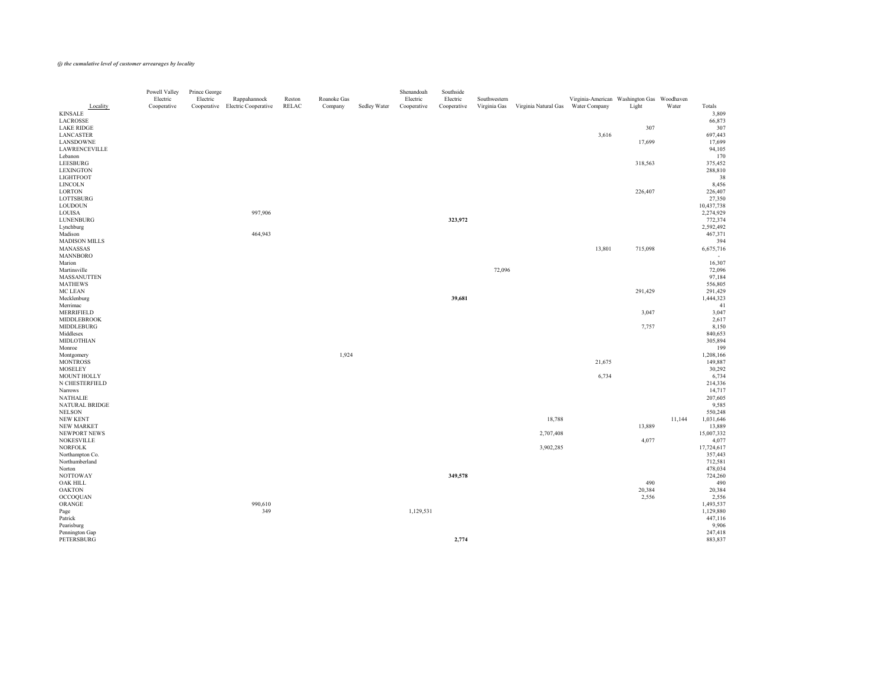*(j) the cumulative level of customer arrearages by locality*

| Locality | Powell Valley Electric Cooperative | Prince George Electric Cooperative | Rappahannock Electric Cooperative | Reston RELAC | Roanoke Gas Company | Sedley Water | Shenandoah Electric Cooperative | Southside Electric Cooperative | Southwestern Virginia Gas | Virginia Natural Gas | Virginia-American Water Company | Washington Gas Light | Woodhaven Water | Totals |
|---|---|---|---|---|---|---|---|---|---|---|---|---|---|---|
| KINSALE | | | | | | | | | | | | | | 3,809 |
| LACROSSE | | | | | | | | | | | | | | 66,873 |
| LAKE RIDGE | | | | | | | | | | | | 307 | | 307 |
| LANCASTER | | | | | | | | | | | 3,616 | | | 697,443 |
| LANSDOWNE | | | | | | | | | | | | 17,699 | | 17,699 |
| LAWRENCEVILLE | | | | | | | | | | | | | | 94,105 |
| Lebanon | | | | | | | | | | | | | | 170 |
| LEESBURG | | | | | | | | | | | | 318,563 | | 375,452 |
| LEXINGTON | | | | | | | | | | | | | | 288,810 |
| LIGHTFOOT | | | | | | | | | | | | | | 38 |
| LINCOLN | | | | | | | | | | | | | | 8,456 |
| LORTON | | | | | | | | | | | | 226,407 | | 226,407 |
| LOTTSBURG | | | | | | | | | | | | | | 27,350 |
| LOUDOUN | | | | | | | | | | | | | | 10,437,738 |
| LOUISA | | | 997,906 | | | | | | | | | | | 2,274,929 |
| LUNENBURG | | | | | | | | **323,972** | | | | | | 772,374 |
| Lynchburg | | | | | | | | | | | | | | 2,592,492 |
| Madison | | | 464,943 | | | | | | | | | | | 467,371 |
| MADISON MILLS | | | | | | | | | | | | | | 394 |
| MANASSAS | | | | | | | | | | | 13,801 | 715,098 | | 6,675,716 |
| MANNBORO | | | | | | | | | | | | | | - |
| Marion | | | | | | | | | | | | | | 16,307 |
| Martinsville | | | | | | | | | 72,096 | | | | | 72,096 |
| MASSANUTTEN | | | | | | | | | | | | | | 97,184 |
| MATHEWS | | | | | | | | | | | | | | 556,805 |
| MC LEAN | | | | | | | | | | | | 291,429 | | 291,429 |
| Mecklenburg | | | | | | | | **39,681** | | | | | | 1,444,323 |
| Merrimac | | | | | | | | | | | | | | 41 |
| MERRIFIELD | | | | | | | | | | | | 3,047 | | 3,047 |
| MIDDLEBROOK | | | | | | | | | | | | | | 2,617 |
| MIDDLEBURG | | | | | | | | | | | | 7,757 | | 8,150 |
| Middlesex | | | | | | | | | | | | | | 840,653 |
| MIDLOTHIAN | | | | | | | | | | | | | | 305,894 |
| Monroe | | | | | | | | | | | | | | 199 |
| Montgomery | | | | | 1,924 | | | | | | | | | 1,208,166 |
| MONTROSS | | | | | | | | | | | 21,675 | | | 149,887 |
| MOSELEY | | | | | | | | | | | | | | 30,292 |
| MOUNT HOLLY | | | | | | | | | | | 6,734 | | | 6,734 |
| N CHESTERFIELD | | | | | | | | | | | | | | 214,336 |
| Narrows | | | | | | | | | | | | | | 14,717 |
| NATHALIE | | | | | | | | | | | | | | 207,605 |
| NATURAL BRIDGE | | | | | | | | | | | | | | 9,585 |
| NELSON | | | | | | | | | | | | | | 550,248 |
| NEW KENT | | | | | | | | | | 18,788 | | | 11,144 | 1,031,646 |
| NEW MARKET | | | | | | | | | | | | 13,889 | | 13,889 |
| NEWPORT NEWS | | | | | | | | | | 2,707,408 | | | | 15,007,332 |
| NOKESVILLE | | | | | | | | | | | | 4,077 | | 4,077 |
| NORFOLK | | | | | | | | | | 3,902,285 | | | | 17,724,617 |
| Northampton Co. | | | | | | | | | | | | | | 357,443 |
| Northumberland | | | | | | | | | | | | | | 712,581 |
| Norton | | | | | | | | | | | | | | 478,034 |
| NOTTOWAY | | | | | | | | **349,578** | | | | | | 724,260 |
| OAK HILL | | | | | | | | | | | | 490 | | 490 |
| OAKTON | | | | | | | | | | | | 20,384 | | 20,384 |
| OCCOQUAN | | | | | | | | | | | | 2,556 | | 2,556 |
| ORANGE | | | 990,610 | | | | | | | | | | | 1,493,537 |
| Page | | | 349 | | | | 1,129,531 | | | | | | | 1,129,880 |
| Patrick | | | | | | | | | | | | | | 447,116 |
| Pearisburg | | | | | | | | | | | | | | 9,906 |
| Pennington Gap | | | | | | | | | | | | | | 247,418 |
| PETERSBURG | | | | | | | | **2,774** | | | | | | 883,837 |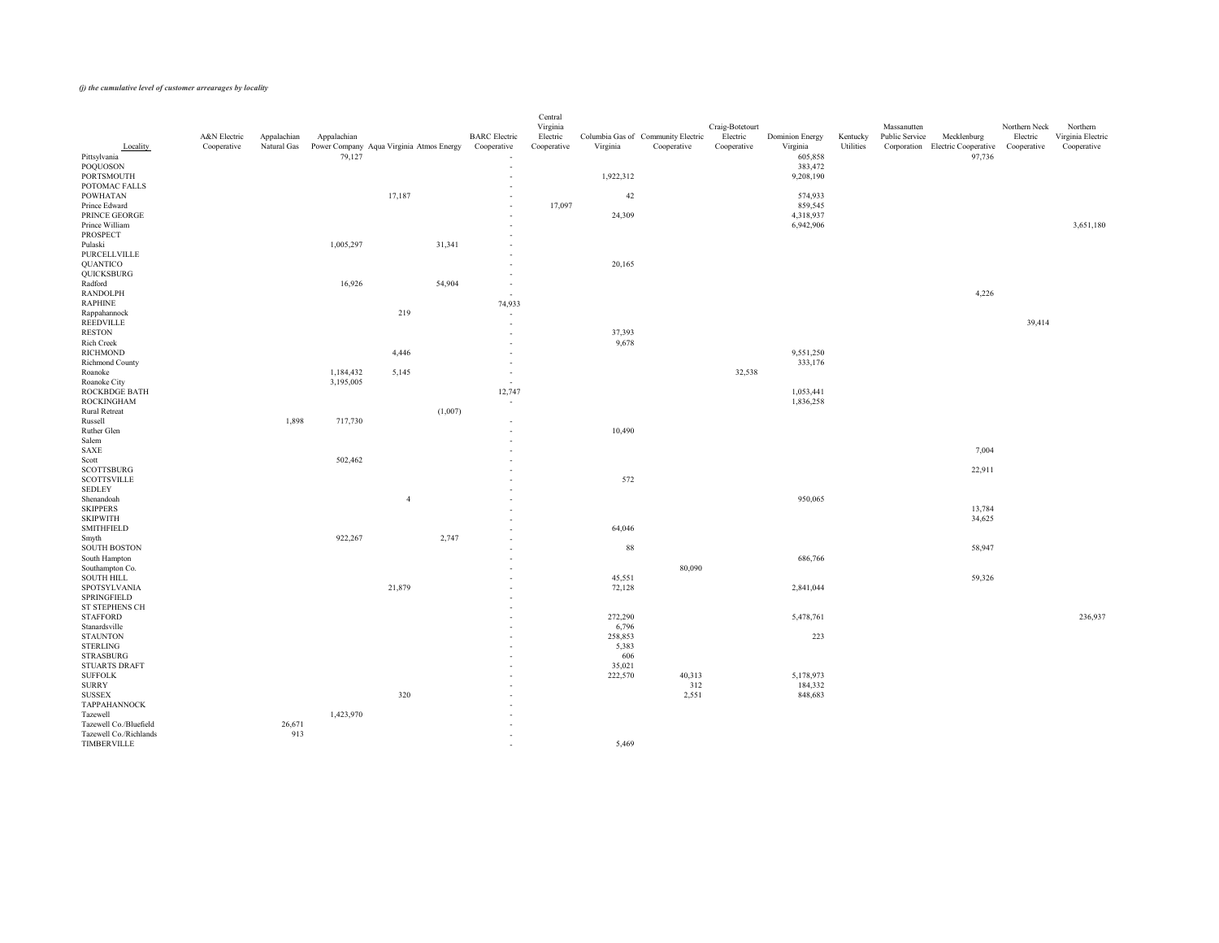*(j) the cumulative level of customer arrearages by locality*

| Locality | A&N Electric Cooperative | Appalachian Natural Gas | Appalachian Power Company | Aqua Virginia | Atmos Energy | BARC Electric Cooperative | Central Virginia Electric Cooperative | Columbia Gas of Virginia | Community Electric Cooperative | Craig-Botetourt Electric Cooperative | Dominion Energy Virginia | Kentucky Utilities | Massanutten Public Service Corporation | Mecklenburg Electric Cooperative | Northern Neck Electric Cooperative | Northern Virginia Electric Cooperative |
|---|---|---|---|---|---|---|---|---|---|---|---|---|---|---|---|---|
| Pittsylvania | | | 79,127 | | | - | | | | | 605,858 | | | 97,736 | | |
| POQUOSON | | | | | | - | | | | | 383,472 | | | | | |
| PORTSMOUTH | | | | | | - | | 1,922,312 | | | 9,208,190 | | | | | |
| POTOMAC FALLS | | | | | | - | | | | | | | | | | |
| POWHATAN | | | | 17,187 | | - | | 42 | | | 574,933 | | | | | |
| Prince Edward | | | | | | - | 17,097 | | | | 859,545 | | | | | |
| PRINCE GEORGE | | | | | | - | | 24,309 | | | 4,318,937 | | | | | |
| Prince William | | | | | | - | | | | | 6,942,906 | | | | | 3,651,180 |
| PROSPECT | | | | | | - | | | | | | | | | | |
| Pulaski | | | 1,005,297 | | 31,341 | - | | | | | | | | | | |
| PURCELLVILLE | | | | | | - | | | | | | | | | | |
| QUANTICO | | | | | | - | | 20,165 | | | | | | | | |
| QUICKSBURG | | | | | | - | | | | | | | | | | |
| Radford | | | 16,926 | | 54,904 | - | | | | | | | | | | |
| RANDOLPH | | | | | | - | | | | | | | | 4,226 | | |
| RAPHINE | | | | | | 74,933 | | | | | | | | | | |
| Rappahannock | | | | 219 | | - | | | | | | | | | | |
| REEDVILLE | | | | | | - | | | | | | | | | 39,414 | |
| RESTON | | | | | | - | | 37,393 | | | | | | | | |
| Rich Creek | | | | | | - | | 9,678 | | | | | | | | |
| RICHMOND | | | | 4,446 | | - | | | | | 9,551,250 | | | | | |
| Richmond County | | | | | | - | | | | | 333,176 | | | | | |
| Roanoke | | | 1,184,432 | 5,145 | | - | | | | 32,538 | | | | | | |
| Roanoke City | | | 3,195,005 | | | - | | | | | | | | | | |
| ROCKBDGE BATH | | | | | | 12,747 | | | | | 1,053,441 | | | | | |
| ROCKINGHAM | | | | | | - | | | | | 1,836,258 | | | | | |
| Rural Retreat | | | | | (1,007) | | | | | | | | | | | |
| Russell | | 1,898 | 717,730 | | | - | | | | | | | | | | |
| Ruther Glen | | | | | | - | | 10,490 | | | | | | | | |
| Salem | | | | | | - | | | | | | | | | | |
| SAXE | | | | | | - | | | | | | | | 7,004 | | |
| Scott | | | 502,462 | | | - | | | | | | | | | | |
| SCOTTSBURG | | | | | | - | | | | | | | | 22,911 | | |
| SCOTTSVILLE | | | | | | - | | 572 | | | | | | | | |
| SEDLEY | | | | | | - | | | | | | | | | | |
| Shenandoah | | | | 4 | | - | | | | | 950,065 | | | | | |
| SKIPPERS | | | | | | - | | | | | | | | 13,784 | | |
| SKIPWITH | | | | | | - | | | | | | | | 34,625 | | |
| SMITHFIELD | | | | | | - | | 64,046 | | | | | | | | |
| Smyth | | | 922,267 | | 2,747 | - | | | | | | | | | | |
| SOUTH BOSTON | | | | | | - | | 88 | | | | | | 58,947 | | |
| South Hampton | | | | | | - | | | | | 686,766 | | | | | |
| Southampton Co. | | | | | | - | | | 80,090 | | | | | | | |
| SOUTH HILL | | | | | | - | | 45,551 | | | | | | 59,326 | | |
| SPOTSYLVANIA | | | | 21,879 | | - | | 72,128 | | | 2,841,044 | | | | | |
| SPRINGFIELD | | | | | | - | | | | | | | | | | |
| ST STEPHENS CH | | | | | | - | | | | | | | | | | |
| STAFFORD | | | | | | - | | 272,290 | | | 5,478,761 | | | | | 236,937 |
| Stanardsville | | | | | | - | | 6,796 | | | | | | | | |
| STAUNTON | | | | | | - | | 258,853 | | | 223 | | | | | |
| STERLING | | | | | | - | | 5,383 | | | | | | | | |
| STRASBURG | | | | | | - | | 606 | | | | | | | | |
| STUARTS DRAFT | | | | | | - | | 35,021 | | | | | | | | |
| SUFFOLK | | | | | | - | | 222,570 | 40,313 | | 5,178,973 | | | | | |
| SURRY | | | | | | - | | | 312 | | 184,332 | | | | | |
| SUSSEX | | | | 320 | | - | | | 2,551 | | 848,683 | | | | | |
| TAPPAHANNOCK | | | | | | - | | | | | | | | | | |
| Tazewell | | | 1,423,970 | | | - | | | | | | | | | | |
| Tazewell Co./Bluefield | | 26,671 | | | | - | | | | | | | | | | |
| Tazewell Co./Richlands | | 913 | | | | - | | | | | | | | | | |
| TIMBERVILLE | | | | | | - | | 5,469 | | | | | | | | |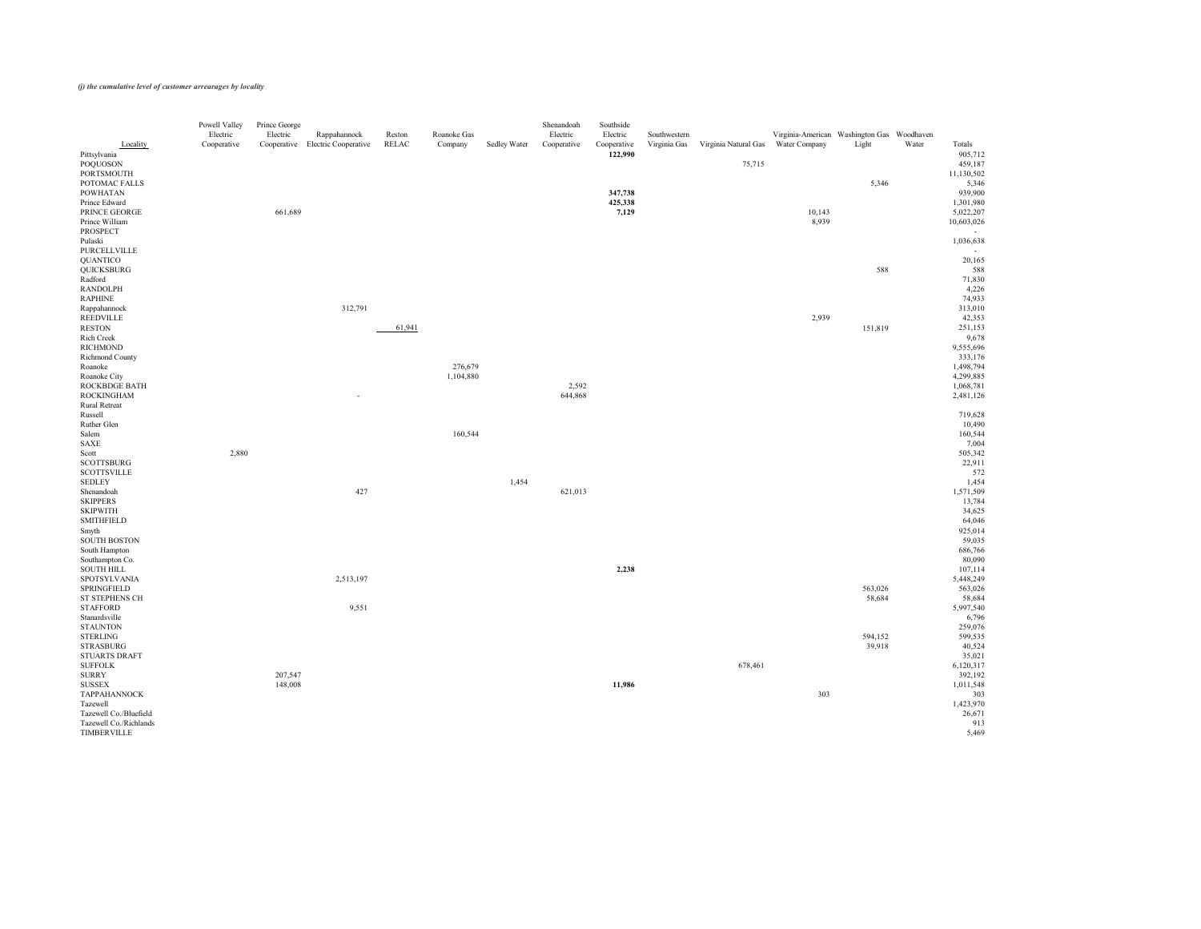*(j) the cumulative level of customer arrearages by locality*

| Locality | Powell Valley Electric Cooperative | Prince George Electric Cooperative | Rappahannock Electric Cooperative | Reston RELAC | Roanoke Gas Company | Sedley Water | Shenandoah Electric Cooperative | Southside Electric Cooperative | Southwestern Virginia Gas | Virginia Natural Gas | Virginia-American Water Company | Washington Gas Light | Woodhaven Water | Totals |
|---|---|---|---|---|---|---|---|---|---|---|---|---|---|---|
| Pittsylvania | | | | | | | | **122,990** | | | | | | 905,712 |
| POQUOSON | | | | | | | | | | 75,715 | | | | 459,187 |
| PORTSMOUTH | | | | | | | | | | | | | | 11,130,502 |
| POTOMAC FALLS | | | | | | | | | | | | 5,346 | | 5,346 |
| POWHATAN | | | | | | | | **347,738** | | | | | | 939,900 |
| Prince Edward | | | | | | | | **425,338** | | | | | | 1,301,980 |
| PRINCE GEORGE | | 661,689 | | | | | | **7,129** | | | 10,143 | | | 5,022,207 |
| Prince William | | | | | | | | | | | 8,939 | | | 10,603,026 |
| PROSPECT | | | | | | | | | | | | | | - |
| Pulaski | | | | | | | | | | | | | | 1,036,638 |
| PURCELLVILLE | | | | | | | | | | | | | | - |
| QUANTICO | | | | | | | | | | | | | | 20,165 |
| QUICKSBURG | | | | | | | | | | | | 588 | | 588 |
| Radford | | | | | | | | | | | | | | 71,830 |
| RANDOLPH | | | | | | | | | | | | | | 4,226 |
| RAPHINE | | | | | | | | | | | | | | 74,933 |
| Rappahannock | | | 312,791 | | | | | | | | | | | 313,010 |
| REEDVILLE | | | | | | | | | | | 2,939 | | | 42,353 |
| RESTON | | | | 61,941 | | | | | | | | 151,819 | | 251,153 |
| Rich Creek | | | | | | | | | | | | | | 9,678 |
| RICHMOND | | | | | | | | | | | | | | 9,555,696 |
| Richmond County | | | | | | | | | | | | | | 333,176 |
| Roanoke | | | | | 276,679 | | | | | | | | | 1,498,794 |
| Roanoke City | | | | | 1,104,880 | | | | | | | | | 4,299,885 |
| ROCKBDGE BATH | | | | | | | 2,592 | | | | | | | 1,068,781 |
| ROCKINGHAM | | | - | | | | 644,868 | | | | | | | 2,481,126 |
| Rural Retreat | | | | | | | | | | | | | | |
| Russell | | | | | | | | | | | | | | 719,628 |
| Ruther Glen | | | | | | | | | | | | | | 10,490 |
| Salem | | | | | 160,544 | | | | | | | | | 160,544 |
| SAXE | | | | | | | | | | | | | | 7,004 |
| Scott | 2,880 | | | | | | | | | | | | | 505,342 |
| SCOTTSBURG | | | | | | | | | | | | | | 22,911 |
| SCOTTSVILLE | | | | | | | | | | | | | | 572 |
| SEDLEY | | | | | | 1,454 | | | | | | | | 1,454 |
| Shenandoah | | | 427 | | | | 621,013 | | | | | | | 1,571,509 |
| SKIPPERS | | | | | | | | | | | | | | 13,784 |
| SKIPWITH | | | | | | | | | | | | | | 34,625 |
| SMITHFIELD | | | | | | | | | | | | | | 64,046 |
| Smyth | | | | | | | | | | | | | | 925,014 |
| SOUTH BOSTON | | | | | | | | | | | | | | 59,035 |
| South Hampton | | | | | | | | | | | | | | 686,766 |
| Southampton Co. | | | | | | | | | | | | | | 80,090 |
| SOUTH HILL | | | | | | | | **2,238** | | | | | | 107,114 |
| SPOTSYLVANIA | | | 2,513,197 | | | | | | | | | | | 5,448,249 |
| SPRINGFIELD | | | | | | | | | | | | 563,026 | | 563,026 |
| ST STEPHENS CH | | | | | | | | | | | | 58,684 | | 58,684 |
| STAFFORD | | | 9,551 | | | | | | | | | | | 5,997,540 |
| Stanardsville | | | | | | | | | | | | | | 6,796 |
| STAUNTON | | | | | | | | | | | | | | 259,076 |
| STERLING | | | | | | | | | | | | 594,152 | | 599,535 |
| STRASBURG | | | | | | | | | | | | 39,918 | | 40,524 |
| STUARTS DRAFT | | | | | | | | | | | | | | 35,021 |
| SUFFOLK | | | | | | | | | | 678,461 | | | | 6,120,317 |
| SURRY | | 207,547 | | | | | | | | | | | | 392,192 |
| SUSSEX | | 148,008 | | | | | | **11,986** | | | | | | 1,011,548 |
| TAPPAHANNOCK | | | | | | | | | | | 303 | | | 303 |
| Tazewell | | | | | | | | | | | | | | 1,423,970 |
| Tazewell Co./Bluefield | | | | | | | | | | | | | | 26,671 |
| Tazewell Co./Richlands | | | | | | | | | | | | | | 913 |
| TIMBERVILLE | | | | | | | | | | | | | | 5,469 |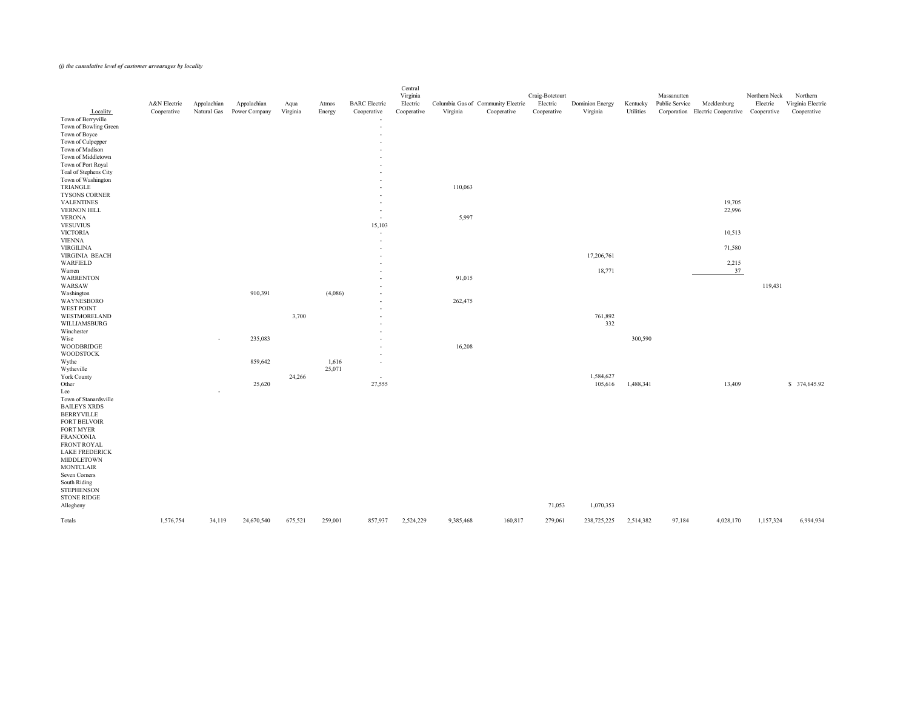***(j) the cumulative level of customer arrearages by locality***

| Locality | A&N Electric Cooperative | Appalachian Natural Gas | Appalachian Power Company | Aqua Virginia | Atmos Energy | BARC Electric Cooperative | Central Virginia Electric Cooperative | Columbia Gas of Virginia | Community Electric Cooperative | Craig-Botetourt Electric Cooperative | Dominion Energy Virginia | Kentucky Utilities | Massanutten Public Service Corporation | Mecklenburg Electric Cooperative | Northern Neck Electric Cooperative | Northern Virginia Electric Cooperative |
|---|---|---|---|---|---|---|---|---|---|---|---|---|---|---|---|---|
| Town of Berryville | | | | | | - | | | | | | | | | | |
| Town of Bowling Green | | | | | | - | | | | | | | | | | |
| Town of Boyce | | | | | | - | | | | | | | | | | |
| Town of Culpepper | | | | | | - | | | | | | | | | | |
| Town of Madison | | | | | | - | | | | | | | | | | |
| Town of Middletown | | | | | | - | | | | | | | | | | |
| Town of Port Royal | | | | | | - | | | | | | | | | | |
| Toal of Stephens City | | | | | | - | | | | | | | | | | |
| Town of Washington | | | | | | - | | | | | | | | | | |
| TRIANGLE | | | | | | - | | 110,063 | | | | | | | | |
| TYSONS CORNER | | | | | | - | | | | | | | | | | |
| VALENTINES | | | | | | - | | | | | | | | 19,705 | | |
| VERNON HILL | | | | | | - | | | | | | | | 22,996 | | |
| VERONA | | | | | | - | | 5,997 | | | | | | | | |
| VESUVIUS | | | | | | 15,103 | | | | | | | | | | |
| VICTORIA | | | | | | - | | | | | | | | 10,513 | | |
| VIENNA | | | | | | - | | | | | | | | | | |
| VIRGILINA | | | | | | - | | | | | | | | 71,580 | | |
| VIRGINIA BEACH | | | | | | - | | | | | 17,206,761 | | | | | |
| WARFIELD | | | | | | - | | | | | | | | 2,215 | | |
| Warren | | | | | | - | | | | | 18,771 | | | 37 | | |
| WARRENTON | | | | | | - | | 91,015 | | | | | | | | |
| WARSAW | | | | | | - | | | | | | | | | 119,431 | |
| Washington | | | 910,391 | | (4,086) | - | | | | | | | | | | |
| WAYNESBORO | | | | | | - | | 262,475 | | | | | | | | |
| WEST POINT | | | | | | - | | | | | | | | | | |
| WESTMORELAND | | | | 3,700 | | - | | | | | 761,892 | | | | | |
| WILLIAMSBURG | | | | | | - | | | | | 332 | | | | | |
| Winchester | | | | | | - | | | | | | | | | | |
| Wise | | - | 235,083 | | | - | | | | | | 300,590 | | | | |
| WOODBRIDGE | | | | | | - | | 16,208 | | | | | | | | |
| WOODSTOCK | | | | | | - | | | | | | | | | | |
| Wythe | | | 859,642 | | 1,616 | - | | | | | | | | | | |
| Wytheville | | | | | 25,071 | | | | | | | | | | | |
| York County | | | | 24,266 | | - | | | | | 1,584,627 | | | | | |
| Other | | | 25,620 | | | 27,555 | | | | | 105,616 | 1,488,341 | | 13,409 | | $ 374,645.92 |
| Lee | | - | | | | | | | | | | | | | | |
| Town of Stanardsville | | | | | | | | | | | | | | | | |
| BAILEYS XRDS | | | | | | | | | | | | | | | | |
| BERRYVILLE | | | | | | | | | | | | | | | | |
| FORT BELVOIR | | | | | | | | | | | | | | | | |
| FORT MYER | | | | | | | | | | | | | | | | |
| FRANCONIA | | | | | | | | | | | | | | | | |
| FRONT ROYAL | | | | | | | | | | | | | | | | |
| LAKE FREDERICK | | | | | | | | | | | | | | | | |
| MIDDLETOWN | | | | | | | | | | | | | | | | |
| MONTCLAIR | | | | | | | | | | | | | | | | |
| Seven Corners | | | | | | | | | | | | | | | | |
| South Riding | | | | | | | | | | | | | | | | |
| STEPHENSON | | | | | | | | | | | | | | | | |
| STONE RIDGE | | | | | | | | | | | | | | | | |
| Allegheny | | | | | | | | | | 71,053 | 1,070,353 | | | | | |
| Totals | 1,576,754 | 34,119 | 24,670,540 | 675,521 | 259,001 | 857,937 | 2,524,229 | 9,385,468 | 160,817 | 279,061 | 238,725,225 | 2,514,382 | 97,184 | 4,028,170 | 1,157,324 | 6,994,934 |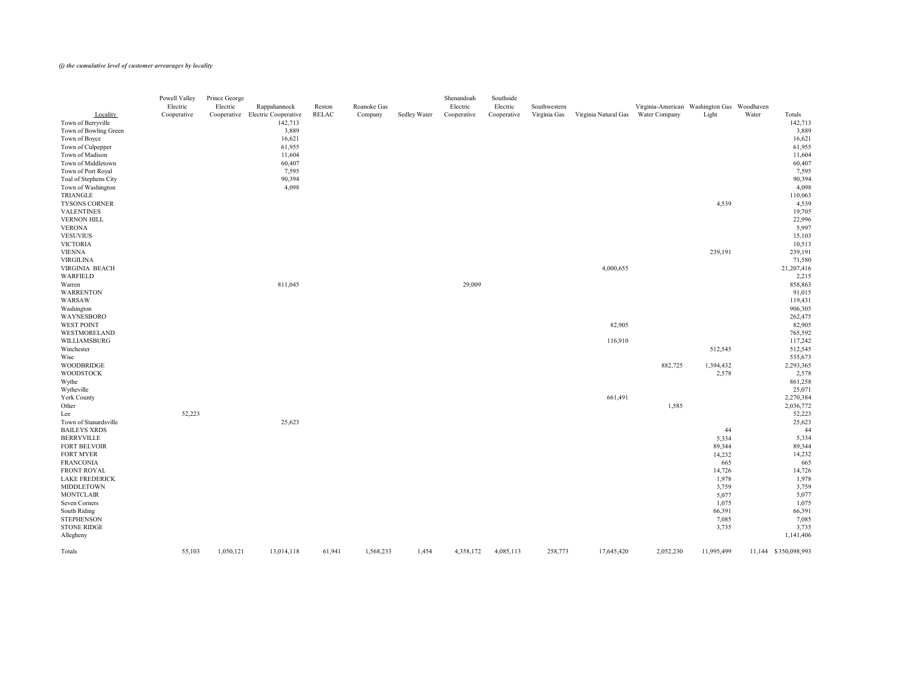*(j) the cumulative level of customer arrearages by locality*

| Locality | Powell Valley Electric Cooperative | Prince George Electric Cooperative | Rappahannock Electric Cooperative | Reston RELAC | Roanoke Gas Company | Sedley Water | Shenandoah Electric Cooperative | Southside Electric Cooperative | Southwestern Virginia Gas | Virginia Natural Gas | Virginia-American Water Company | Washington Gas Light | Woodhaven Water | Totals |
|---|---|---|---|---|---|---|---|---|---|---|---|---|---|---|
| Town of Berryville | | | 142,713 | | | | | | | | | | | 142,713 |
| Town of Bowling Green | | | 3,889 | | | | | | | | | | | 3,889 |
| Town of Boyce | | | 16,621 | | | | | | | | | | | 16,621 |
| Town of Culpepper | | | 61,955 | | | | | | | | | | | 61,955 |
| Town of Madison | | | 11,604 | | | | | | | | | | | 11,604 |
| Town of Middletown | | | 60,407 | | | | | | | | | | | 60,407 |
| Town of Port Royal | | | 7,595 | | | | | | | | | | | 7,595 |
| Toal of Stephens City | | | 90,394 | | | | | | | | | | | 90,394 |
| Town of Washington | | | 4,098 | | | | | | | | | | | 4,098 |
| TRIANGLE | | | | | | | | | | | | | | 110,063 |
| TYSONS CORNER | | | | | | | | | | | | 4,539 | | 4,539 |
| VALENTINES | | | | | | | | | | | | | | 19,705 |
| VERNON HILL | | | | | | | | | | | | | | 22,996 |
| VERONA | | | | | | | | | | | | | | 5,997 |
| VESUVIUS | | | | | | | | | | | | | | 15,103 |
| VICTORIA | | | | | | | | | | | | | | 10,513 |
| VIENNA | | | | | | | | | | | | 239,191 | | 239,191 |
| VIRGILINA | | | | | | | | | | | | | | 71,580 |
| VIRGINIA BEACH | | | | | | | | | | 4,000,655 | | | | 21,207,416 |
| WARFIELD | | | | | | | | | | | | | | 2,215 |
| Warren | | | 811,045 | | | | 29,009 | | | | | | | 858,863 |
| WARRENTON | | | | | | | | | | | | | | 91,015 |
| WARSAW | | | | | | | | | | | | | | 119,431 |
| Washington | | | | | | | | | | | | | | 906,305 |
| WAYNESBORO | | | | | | | | | | | | | | 262,475 |
| WEST POINT | | | | | | | | | | 82,905 | | | | 82,905 |
| WESTMORELAND | | | | | | | | | | | | | | 765,592 |
| WILLIAMSBURG | | | | | | | | | | 116,910 | | | | 117,242 |
| Winchester | | | | | | | | | | | | 512,545 | | 512,545 |
| Wise | | | | | | | | | | | | | | 535,673 |
| WOODBRIDGE | | | | | | | | | | | 882,725 | 1,394,432 | | 2,293,365 |
| WOODSTOCK | | | | | | | | | | | | 2,578 | | 2,578 |
| Wythe | | | | | | | | | | | | | | 861,258 |
| Wytheville | | | | | | | | | | | | | | 25,071 |
| York County | | | | | | | | | | 661,491 | | | | 2,270,384 |
| Other | | | | | | | | | | | 1,585 | | | 2,036,772 |
| Lee | 52,223 | | | | | | | | | | | | | 52,223 |
| Town of Stanardsville | | | 25,623 | | | | | | | | | | | 25,623 |
| BAILEYS XRDS | | | | | | | | | | | | 44 | | 44 |
| BERRYVILLE | | | | | | | | | | | | 5,334 | | 5,334 |
| FORT BELVOIR | | | | | | | | | | | | 89,344 | | 89,344 |
| FORT MYER | | | | | | | | | | | | 14,232 | | 14,232 |
| FRANCONIA | | | | | | | | | | | | 665 | | 665 |
| FRONT ROYAL | | | | | | | | | | | | 14,726 | | 14,726 |
| LAKE FREDERICK | | | | | | | | | | | | 1,978 | | 1,978 |
| MIDDLETOWN | | | | | | | | | | | | 3,759 | | 3,759 |
| MONTCLAIR | | | | | | | | | | | | 5,077 | | 5,077 |
| Seven Corners | | | | | | | | | | | | 1,075 | | 1,075 |
| South Riding | | | | | | | | | | | | 66,391 | | 66,391 |
| STEPHENSON | | | | | | | | | | | | 7,085 | | 7,085 |
| STONE RIDGE | | | | | | | | | | | | 3,735 | | 3,735 |
| Allegheny | | | | | | | | | | | | | | 1,141,406 |
| Totals | 55,103 | 1,050,121 | 13,014,118 | 61,941 | 1,568,233 | 1,454 | 4,358,172 | 4,085,113 | 258,773 | 17,645,420 | 2,052,230 | 11,995,499 | 11,144 | $350,098,993 |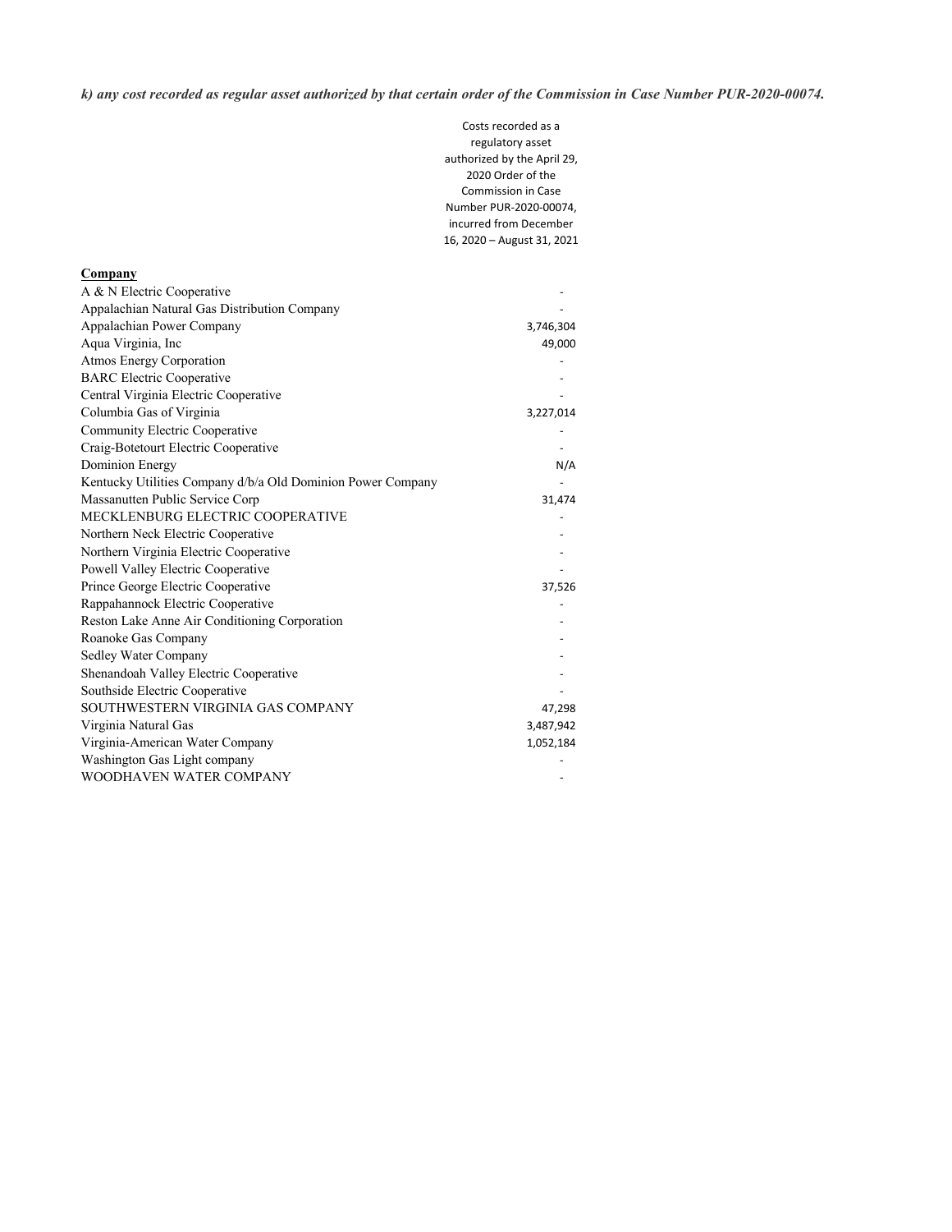***k) any cost recorded as regular asset authorized by that certain order of the Commission in Case Number PUR-2020-00074.***

| **Company** | Costs recorded as a regulatory asset authorized by the April 29, 2020 Order of the Commission in Case Number PUR-2020-00074, incurred from December 16, 2020 – August 31, 2021 |
|---|---|
| A & N Electric Cooperative | - |
| Appalachian Natural Gas Distribution Company | - |
| Appalachian Power Company | 3,746,304 |
| Aqua Virginia, Inc | 49,000 |
| Atmos Energy Corporation | - |
| BARC Electric Cooperative | - |
| Central Virginia Electric Cooperative | - |
| Columbia Gas of Virginia | 3,227,014 |
| Community Electric Cooperative | - |
| Craig-Botetourt Electric Cooperative | - |
| Dominion Energy | N/A |
| Kentucky Utilities Company d/b/a Old Dominion Power Company | - |
| Massanutten Public Service Corp | 31,474 |
| MECKLENBURG ELECTRIC COOPERATIVE | - |
| Northern Neck Electric Cooperative | - |
| Northern Virginia Electric Cooperative | - |
| Powell Valley Electric Cooperative | - |
| Prince George Electric Cooperative | 37,526 |
| Rappahannock Electric Cooperative | - |
| Reston Lake Anne Air Conditioning Corporation | - |
| Roanoke Gas Company | - |
| Sedley Water Company | - |
| Shenandoah Valley Electric Cooperative | - |
| Southside Electric Cooperative | - |
| SOUTHWESTERN VIRGINIA GAS COMPANY | 47,298 |
| Virginia Natural Gas | 3,487,942 |
| Virginia-American Water Company | 1,052,184 |
| Washington Gas Light company | - |
| WOODHAVEN WATER COMPANY | - |